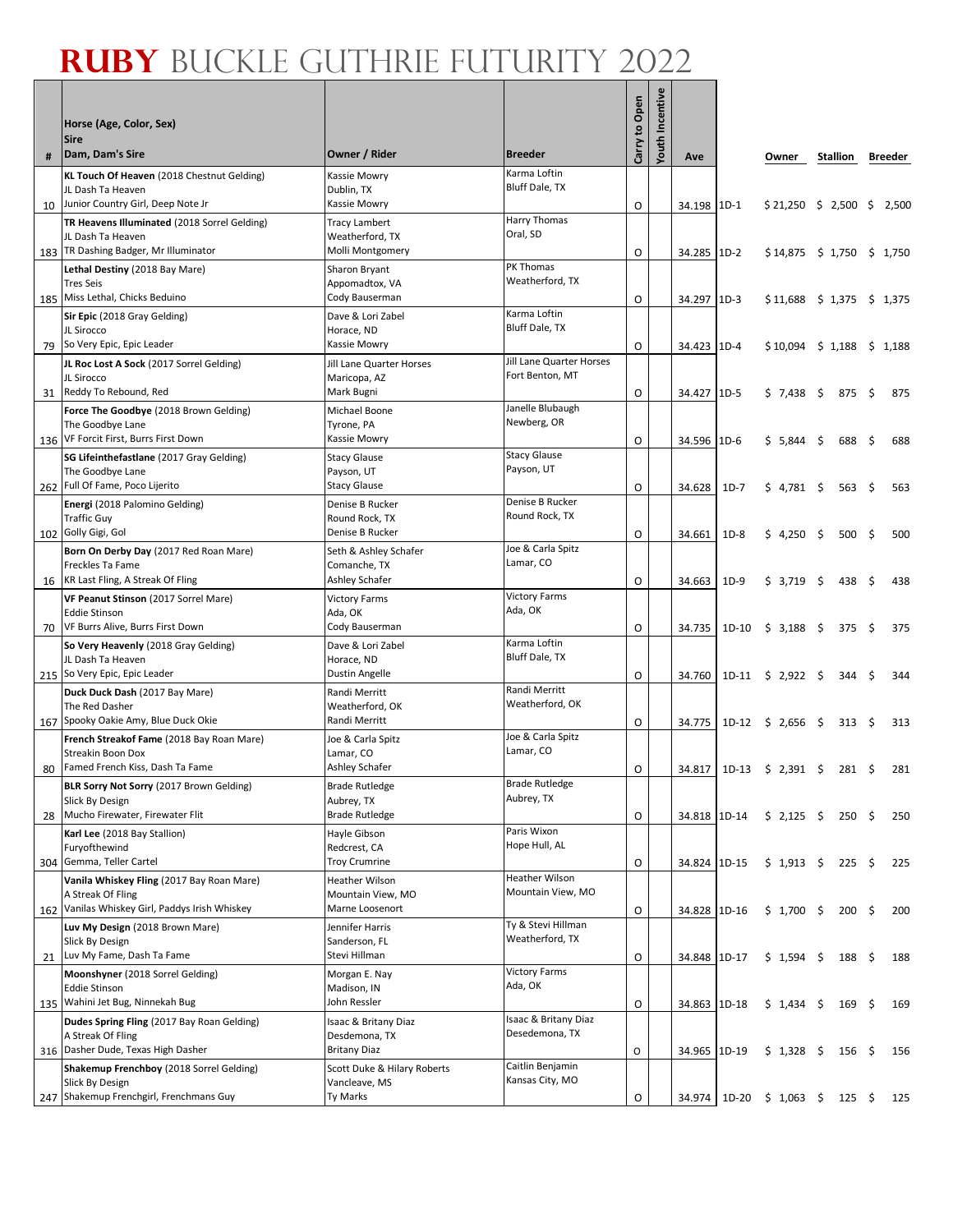# RUBY BUCKLE GUTHRIE FUTURITY 2022

| # | Horse (Age, Color, Sex)<br>Sire<br>Dam, Dam's Sire | Owner / Rider | Breeder | Carry to Open | Youth Incentive | Ave | | Owner | Stallion | Breeder |
|---|---|---|---|---|---|---|---|---|---|---|
| 10 | **KL Touch Of Heaven** (2018 Chestnut Gelding)<br>JL Dash Ta Heaven<br>Junior Country Girl, Deep Note Jr | Kassie Mowry<br>Dublin, TX<br>Kassie Mowry | Karma Loftin<br>Bluff Dale, TX | O | | 34.198 | 1D-1 | $ 21,250 | $ 2,500 | $ 2,500 |
| 183 | **TR Heavens Illuminated** (2018 Sorrel Gelding)<br>JL Dash Ta Heaven<br>TR Dashing Badger, Mr Illuminator | Tracy Lambert<br>Weatherford, TX<br>Molli Montgomery | Harry Thomas<br>Oral, SD | O | | 34.285 | 1D-2 | $ 14,875 | $ 1,750 | $ 1,750 |
| 185 | **Lethal Destiny** (2018 Bay Mare)<br>Tres Seis<br>Miss Lethal, Chicks Beduino | Sharon Bryant<br>Appomadtox, VA<br>Cody Bauserman | PK Thomas<br>Weatherford, TX | O | | 34.297 | 1D-3 | $ 11,688 | $ 1,375 | $ 1,375 |
| 79 | **Sir Epic** (2018 Gray Gelding)<br>JL Sirocco<br>So Very Epic, Epic Leader | Dave & Lori Zabel<br>Horace, ND<br>Kassie Mowry | Karma Loftin<br>Bluff Dale, TX | O | | 34.423 | 1D-4 | $ 10,094 | $ 1,188 | $ 1,188 |
| 31 | **JL Roc Lost A Sock** (2017 Sorrel Gelding)<br>JL Sirocco<br>Reddy To Rebound, Red | Jill Lane Quarter Horses<br>Maricopa, AZ<br>Mark Bugni | Jill Lane Quarter Horses<br>Fort Benton, MT | O | | 34.427 | 1D-5 | $ 7,438 | $ 875 | $ 875 |
| 136 | **Force The Goodbye** (2018 Brown Gelding)<br>The Goodbye Lane<br>VF Forcit First, Burrs First Down | Michael Boone<br>Tyrone, PA<br>Kassie Mowry | Janelle Blubaugh<br>Newberg, OR | O | | 34.596 | 1D-6 | $ 5,844 | $ 688 | $ 688 |
| 262 | **SG Lifeinthefastlane** (2017 Gray Gelding)<br>The Goodbye Lane<br>Full Of Fame, Poco Lijerito | Stacy Glause<br>Payson, UT<br>Stacy Glause | Stacy Glause<br>Payson, UT | O | | 34.628 | 1D-7 | $ 4,781 | $ 563 | $ 563 |
| 102 | **Energi** (2018 Palomino Gelding)<br>Traffic Guy<br>Golly Gigi, Gol | Denise B Rucker<br>Round Rock, TX<br>Denise B Rucker | Denise B Rucker<br>Round Rock, TX | O | | 34.661 | 1D-8 | $ 4,250 | $ 500 | $ 500 |
| 16 | **Born On Derby Day** (2017 Red Roan Mare)<br>Freckles Ta Fame<br>KR Last Fling, A Streak Of Fling | Seth & Ashley Schafer<br>Comanche, TX<br>Ashley Schafer | Joe & Carla Spitz<br>Lamar, CO | O | | 34.663 | 1D-9 | $ 3,719 | $ 438 | $ 438 |
| 70 | **VF Peanut Stinson** (2017 Sorrel Mare)<br>Eddie Stinson<br>VF Burrs Alive, Burrs First Down | Victory Farms<br>Ada, OK<br>Cody Bauserman | Victory Farms<br>Ada, OK | O | | 34.735 | 1D-10 | $ 3,188 | $ 375 | $ 375 |
| 215 | **So Very Heavenly** (2018 Gray Gelding)<br>JL Dash Ta Heaven<br>So Very Epic, Epic Leader | Dave & Lori Zabel<br>Horace, ND<br>Dustin Angelle | Karma Loftin<br>Bluff Dale, TX | O | | 34.760 | 1D-11 | $ 2,922 | $ 344 | $ 344 |
| 167 | **Duck Duck Dash** (2017 Bay Mare)<br>The Red Dasher<br>Spooky Oakie Amy, Blue Duck Okie | Randi Merritt<br>Weatherford, OK<br>Randi Merritt | Randi Merritt<br>Weatherford, OK | O | | 34.775 | 1D-12 | $ 2,656 | $ 313 | $ 313 |
| 80 | **French Streakof Fame** (2018 Bay Roan Mare)<br>Streakin Boon Dox<br>Famed French Kiss, Dash Ta Fame | Joe & Carla Spitz<br>Lamar, CO<br>Ashley Schafer | Joe & Carla Spitz<br>Lamar, CO | O | | 34.817 | 1D-13 | $ 2,391 | $ 281 | $ 281 |
| 28 | **BLR Sorry Not Sorry** (2017 Brown Gelding)<br>Slick By Design<br>Mucho Firewater, Firewater Flit | Brade Rutledge<br>Aubrey, TX<br>Brade Rutledge | Brade Rutledge<br>Aubrey, TX | O | | 34.818 | 1D-14 | $ 2,125 | $ 250 | $ 250 |
| 304 | **Karl Lee** (2018 Bay Stallion)<br>Furyofthewind<br>Gemma, Teller Cartel | Hayle Gibson<br>Redcrest, CA<br>Troy Crumrine | Paris Wixon<br>Hope Hull, AL | O | | 34.824 | 1D-15 | $ 1,913 | $ 225 | $ 225 |
| 162 | **Vanila Whiskey Fling** (2017 Bay Roan Mare)<br>A Streak Of Fling<br>Vanilas Whiskey Girl, Paddys Irish Whiskey | Heather Wilson<br>Mountain View, MO<br>Marne Loosenort | Heather Wilson<br>Mountain View, MO | O | | 34.828 | 1D-16 | $ 1,700 | $ 200 | $ 200 |
| 21 | **Luv My Design** (2018 Brown Mare)<br>Slick By Design<br>Luv My Fame, Dash Ta Fame | Jennifer Harris<br>Sanderson, FL<br>Stevi Hillman | Ty & Stevi Hillman<br>Weatherford, TX | O | | 34.848 | 1D-17 | $ 1,594 | $ 188 | $ 188 |
| 135 | **Moonshyner** (2018 Sorrel Gelding)<br>Eddie Stinson<br>Wahini Jet Bug, Ninnekah Bug | Morgan E. Nay<br>Madison, IN<br>John Ressler | Victory Farms<br>Ada, OK | O | | 34.863 | 1D-18 | $ 1,434 | $ 169 | $ 169 |
| 316 | **Dudes Spring Fling** (2017 Bay Roan Gelding)<br>A Streak Of Fling<br>Dasher Dude, Texas High Dasher | Isaac & Britany Diaz<br>Desdemona, TX<br>Britany Diaz | Isaac & Britany Diaz<br>Desedemona, TX | O | | 34.965 | 1D-19 | $ 1,328 | $ 156 | $ 156 |
| 247 | **Shakemup Frenchboy** (2018 Sorrel Gelding)<br>Slick By Design<br>Shakemup Frenchgirl, Frenchmans Guy | Scott Duke & Hilary Roberts<br>Vancleave, MS<br>Ty Marks | Caitlin Benjamin<br>Kansas City, MO | O | | 34.974 | 1D-20 | $ 1,063 | $ 125 | $ 125 |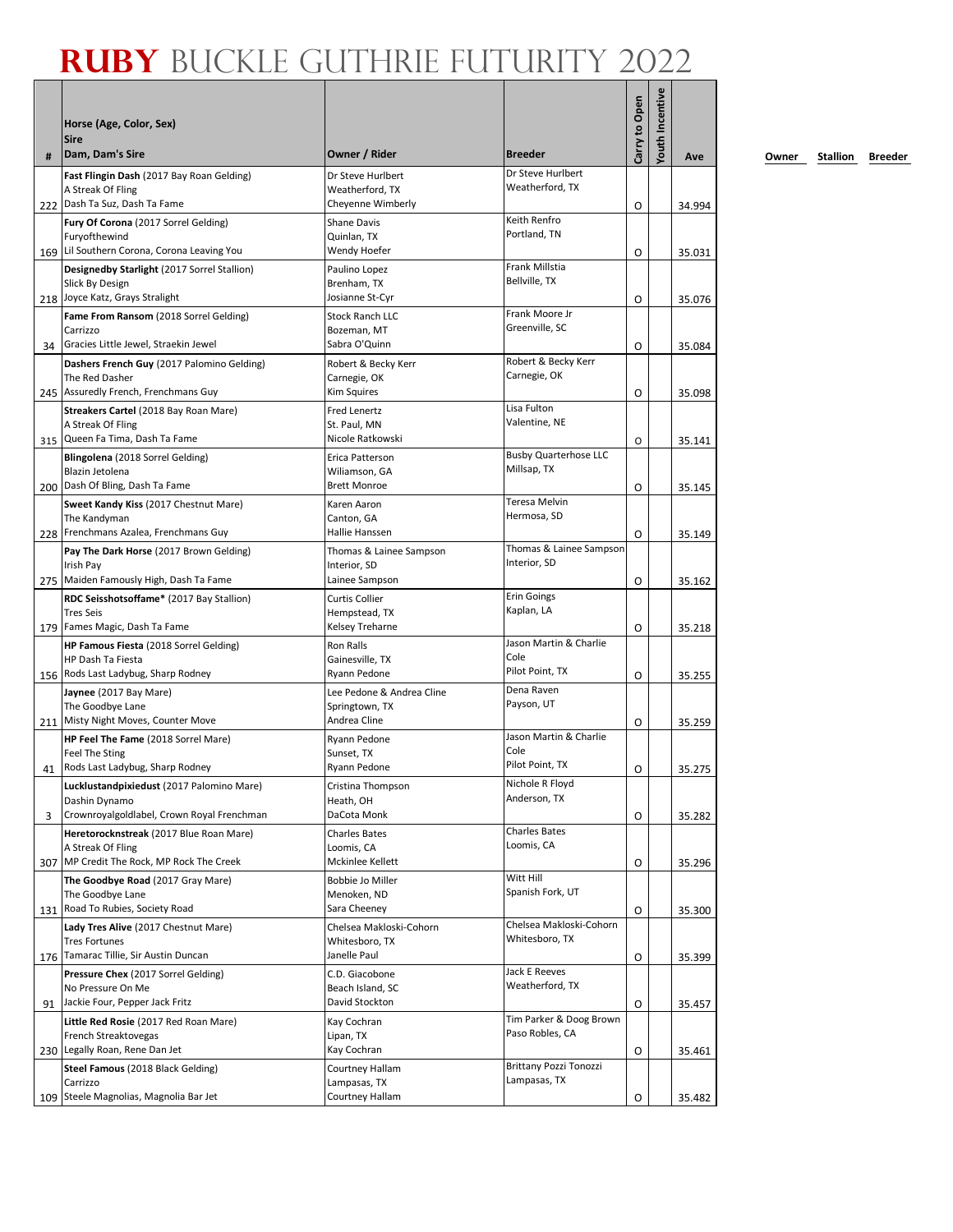# RUBY BUCKLE GUTHRIE FUTURITY 2022

| # | Horse (Age, Color, Sex) Sire Dam, Dam's Sire | Owner / Rider | Breeder | Carry to Open | Youth Incentive | Ave | Owner | Stallion | Breeder |
|---|---|---|---|---|---|---|---|---|---|
| 222 | **Fast Flingin Dash** (2017 Bay Roan Gelding) A Streak Of Fling Dash Ta Suz, Dash Ta Fame | Dr Steve Hurlbert Weatherford, TX Cheyenne Wimberly | Dr Steve Hurlbert Weatherford, TX | O | | 34.994 | | | |
| 169 | **Fury Of Corona** (2017 Sorrel Gelding) Furyofthewind Lil Southern Corona, Corona Leaving You | Shane Davis Quinlan, TX Wendy Hoefer | Keith Renfro Portland, TN | O | | 35.031 | | | |
| 218 | **Designedby Starlight** (2017 Sorrel Stallion) Slick By Design Joyce Katz, Grays Stralight | Paulino Lopez Brenham, TX Josianne St-Cyr | Frank Millstia Bellville, TX | O | | 35.076 | | | |
| 34 | **Fame From Ransom** (2018 Sorrel Gelding) Carrizzo Gracies Little Jewel, Straekin Jewel | Stock Ranch LLC Bozeman, MT Sabra O'Quinn | Frank Moore Jr Greenville, SC | O | | 35.084 | | | |
| 245 | **Dashers French Guy** (2017 Palomino Gelding) The Red Dasher Assuredly French, Frenchmans Guy | Robert & Becky Kerr Carnegie, OK Kim Squires | Robert & Becky Kerr Carnegie, OK | O | | 35.098 | | | |
| 315 | **Streakers Cartel** (2018 Bay Roan Mare) A Streak Of Fling Queen Fa Tima, Dash Ta Fame | Fred Lenertz St. Paul, MN Nicole Ratkowski | Lisa Fulton Valentine, NE | O | | 35.141 | | | |
| 200 | **Blingolena** (2018 Sorrel Gelding) Blazin Jetolena Dash Of Bling, Dash Ta Fame | Erica Patterson Wiliamson, GA Brett Monroe | Busby Quarterhose LLC Millsap, TX | O | | 35.145 | | | |
| 228 | **Sweet Kandy Kiss** (2017 Chestnut Mare) The Kandyman Frenchmans Azalea, Frenchmans Guy | Karen Aaron Canton, GA Hallie Hanssen | Teresa Melvin Hermosa, SD | O | | 35.149 | | | |
| 275 | **Pay The Dark Horse** (2017 Brown Gelding) Irish Pay Maiden Famously High, Dash Ta Fame | Thomas & Lainee Sampson Interior, SD Lainee Sampson | Thomas & Lainee Sampson Interior, SD | O | | 35.162 | | | |
| 179 | **RDC Seisshotsoffame*** (2017 Bay Stallion) Tres Seis Fames Magic, Dash Ta Fame | Curtis Collier Hempstead, TX Kelsey Treharne | Erin Goings Kaplan, LA | O | | 35.218 | | | |
| 156 | **HP Famous Fiesta** (2018 Sorrel Gelding) HP Dash Ta Fiesta Rods Last Ladybug, Sharp Rodney | Ron Ralls Gainesville, TX Ryann Pedone | Jason Martin & Charlie Cole Pilot Point, TX | O | | 35.255 | | | |
| 211 | **Jaynee** (2017 Bay Mare) The Goodbye Lane Misty Night Moves, Counter Move | Lee Pedone & Andrea Cline Springtown, TX Andrea Cline | Dena Raven Payson, UT | O | | 35.259 | | | |
| 41 | **HP Feel The Fame** (2018 Sorrel Mare) Feel The Sting Rods Last Ladybug, Sharp Rodney | Ryann Pedone Sunset, TX Ryann Pedone | Jason Martin & Charlie Cole Pilot Point, TX | O | | 35.275 | | | |
| 3 | **Lucklustandpixiedust** (2017 Palomino Mare) Dashin Dynamo Crownroyalgoldlabel, Crown Royal Frenchman | Cristina Thompson Heath, OH DaCota Monk | Nichole R Floyd Anderson, TX | O | | 35.282 | | | |
| 307 | **Heretorocknstreak** (2017 Blue Roan Mare) A Streak Of Fling MP Credit The Rock, MP Rock The Creek | Charles Bates Loomis, CA Mckinlee Kellett | Charles Bates Loomis, CA | O | | 35.296 | | | |
| 131 | **The Goodbye Road** (2017 Gray Mare) The Goodbye Lane Road To Rubies, Society Road | Bobbie Jo Miller Menoken, ND Sara Cheeney | Witt Hill Spanish Fork, UT | O | | 35.300 | | | |
| 176 | **Lady Tres Alive** (2017 Chestnut Mare) Tres Fortunes Tamarac Tillie, Sir Austin Duncan | Chelsea Makloski-Cohorn Whitesboro, TX Janelle Paul | Chelsea Makloski-Cohorn Whitesboro, TX | O | | 35.399 | | | |
| 91 | **Pressure Chex** (2017 Sorrel Gelding) No Pressure On Me Jackie Four, Pepper Jack Fritz | C.D. Giacobone Beach Island, SC David Stockton | Jack E Reeves Weatherford, TX | O | | 35.457 | | | |
| 230 | **Little Red Rosie** (2017 Red Roan Mare) French Streaktovegas Legally Roan, Rene Dan Jet | Kay Cochran Lipan, TX Kay Cochran | Tim Parker & Doog Brown Paso Robles, CA | O | | 35.461 | | | |
| 109 | **Steel Famous** (2018 Black Gelding) Carrizzo Steele Magnolias, Magnolia Bar Jet | Courtney Hallam Lampasas, TX Courtney Hallam | Brittany Pozzi Tonozzi Lampasas, TX | O | | 35.482 | | | |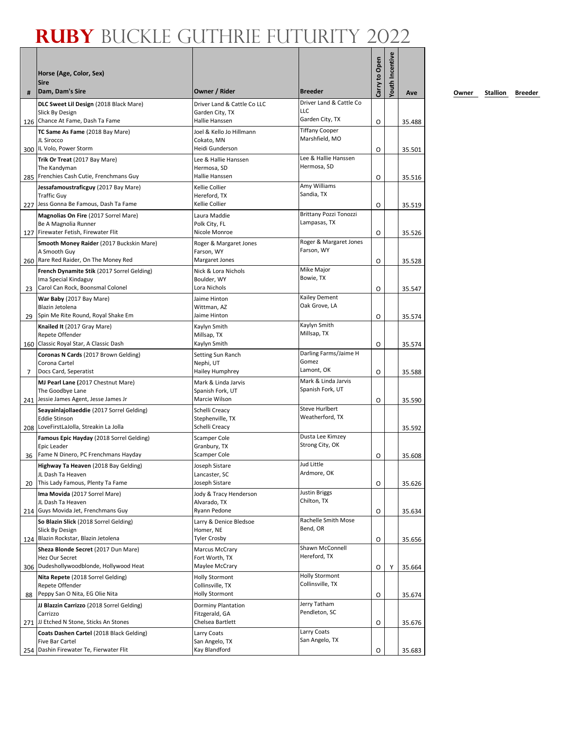# RUBY BUCKLE GUTHRIE FUTURITY 2022

| # | Horse (Age, Color, Sex)<br>Sire<br>Dam, Dam's Sire | Owner / Rider | Breeder | Carry to Open | Youth Incentive | Ave | Owner | Stallion | Breeder |
|---|---|---|---|---|---|---|---|---|---|
| 126 | **DLC Sweet Lil Design** (2018 Black Mare)<br>Slick By Design<br>Chance At Fame, Dash Ta Fame | Driver Land & Cattle Co LLC<br>Garden City, TX<br>Hallie Hanssen | Driver Land & Cattle Co LLC<br>Garden City, TX | O | | 35.488 | | | |
| 300 | **TC Same As Fame** (2018 Bay Mare)<br>JL Sirocco<br>IL Volo, Power Storm | Joel & Kello Jo Hillmann<br>Cokato, MN<br>Heidi Gunderson | Tiffany Cooper<br>Marshfield, MO | O | | 35.501 | | | |
| 285 | **Trik Or Treat** (2017 Bay Mare)<br>The Kandyman<br>Frenchies Cash Cutie, Frenchmans Guy | Lee & Hallie Hanssen<br>Hermosa, SD<br>Hallie Hanssen | Lee & Hallie Hanssen<br>Hermosa, SD | O | | 35.516 | | | |
| 227 | **Jessafamoustraficguy** (2017 Bay Mare)<br>Traffic Guy<br>Jess Gonna Be Famous, Dash Ta Fame | Kellie Collier<br>Hereford, TX<br>Kellie Collier | Amy Williams<br>Sandia, TX | O | | 35.519 | | | |
| 127 | **Magnolias On Fire** (2017 Sorrel Mare)<br>Be A Magnolia Runner<br>Firewater Fetish, Firewater Flit | Laura Maddie<br>Polk City, FL<br>Nicole Monroe | Brittany Pozzi Tonozzi<br>Lampasas, TX | O | | 35.526 | | | |
| 260 | **Smooth Money Raider** (2017 Buckskin Mare)<br>A Smooth Guy<br>Rare Red Raider, On The Money Red | Roger & Margaret Jones<br>Farson, WY<br>Margaret Jones | Roger & Margaret Jones<br>Farson, WY | O | | 35.528 | | | |
| 23 | **French Dynamite Stik** (2017 Sorrel Gelding)<br>Ima Special Kindaguy<br>Carol Can Rock, Boonsmal Colonel | Nick & Lora Nichols<br>Boulder, WY<br>Lora Nichols | Mike Major<br>Bowie, TX | O | | 35.547 | | | |
| 29 | **War Baby** (2017 Bay Mare)<br>Blazin Jetolena<br>Spin Me Rite Round, Royal Shake Em | Jaime Hinton<br>Wittman, AZ<br>Jaime Hinton | Kailey Dement<br>Oak Grove, LA | O | | 35.574 | | | |
| 160 | **Knailed It** (2017 Gray Mare)<br>Repete Offender<br>Classic Royal Star, A Classic Dash | Kaylyn Smith<br>Millsap, TX<br>Kaylyn Smith | Kaylyn Smith<br>Millsap, TX | O | | 35.574 | | | |
| 7 | **Coronas N Cards** (2017 Brown Gelding)<br>Corona Cartel<br>Docs Card, Seperatist | Setting Sun Ranch<br>Nephi, UT<br>Hailey Humphrey | Darling Farms/Jaime H Gomez<br>Lamont, OK | O | | 35.588 | | | |
| 241 | **MJ Pearl Lane** (2017 Chestnut Mare)<br>The Goodbye Lane<br>Jessie James Agent, Jesse James Jr | Mark & Linda Jarvis<br>Spanish Fork, UT<br>Marcie Wilson | Mark & Linda Jarvis<br>Spanish Fork, UT | O | | 35.590 | | | |
| 208 | **Seayainlajollaeddie** (2017 Sorrel Gelding)<br>Eddie Stinson<br>LoveFirstLaJolla, Streakin La Jolla | Schelli Creacy<br>Stephenville, TX<br>Schelli Creacy | Steve Hurlbert<br>Weatherford, TX | | | 35.592 | | | |
| 36 | **Famous Epic Hayday** (2018 Sorrel Gelding)<br>Epic Leader<br>Fame N Dinero, PC Frenchmans Hayday | Scamper Cole<br>Granbury, TX<br>Scamper Cole | Dusta Lee Kimzey<br>Strong City, OK | O | | 35.608 | | | |
| 20 | **Highway Ta Heaven** (2018 Bay Gelding)<br>JL Dash Ta Heaven<br>This Lady Famous, Plenty Ta Fame | Joseph Sistare<br>Lancaster, SC<br>Joseph Sistare | Jud Little<br>Ardmore, OK | O | | 35.626 | | | |
| 214 | **Ima Movida** (2017 Sorrel Mare)<br>JL Dash Ta Heaven<br>Guys Movida Jet, Frenchmans Guy | Jody & Tracy Henderson<br>Alvarado, TX<br>Ryann Pedone | Justin Briggs<br>Chilton, TX | O | | 35.634 | | | |
| 124 | **So Blazin Slick** (2018 Sorrel Gelding)<br>Slick By Design<br>Blazin Rockstar, Blazin Jetolena | Larry & Denice Bledsoe<br>Homer, NE<br>Tyler Crosby | Rachelle Smith Mose<br>Bend, OR | O | | 35.656 | | | |
| 306 | **Sheza Blonde Secret** (2017 Dun Mare)<br>Hez Our Secret<br>Dudeshollywoodblonde, Hollywood Heat | Marcus McCrary<br>Fort Worth, TX<br>Maylee McCrary | Shawn McConnell<br>Hereford, TX | O | Y | 35.664 | | | |
| 88 | **Nita Repete** (2018 Sorrel Gelding)<br>Repete Offender<br>Peppy San O Nita, EG Olie Nita | Holly Stormont<br>Collinsville, TX<br>Holly Stormont | Holly Stormont<br>Collinsville, TX | O | | 35.674 | | | |
| 271 | **JJ Blazzin Carrizzo** (2018 Sorrel Gelding)<br>Carrizzo<br>JJ Etched N Stone, Sticks An Stones | Dorminy Plantation<br>Fitzgerald, GA<br>Chelsea Bartlett | Jerry Tatham<br>Pendleton, SC | O | | 35.676 | | | |
| 254 | **Coats Dashen Cartel** (2018 Black Gelding)<br>Five Bar Cartel<br>Dashin Firewater Te, Fierwater Flit | Larry Coats<br>San Angelo, TX<br>Kay Blandford | Larry Coats<br>San Angelo, TX | O | | 35.683 | | | |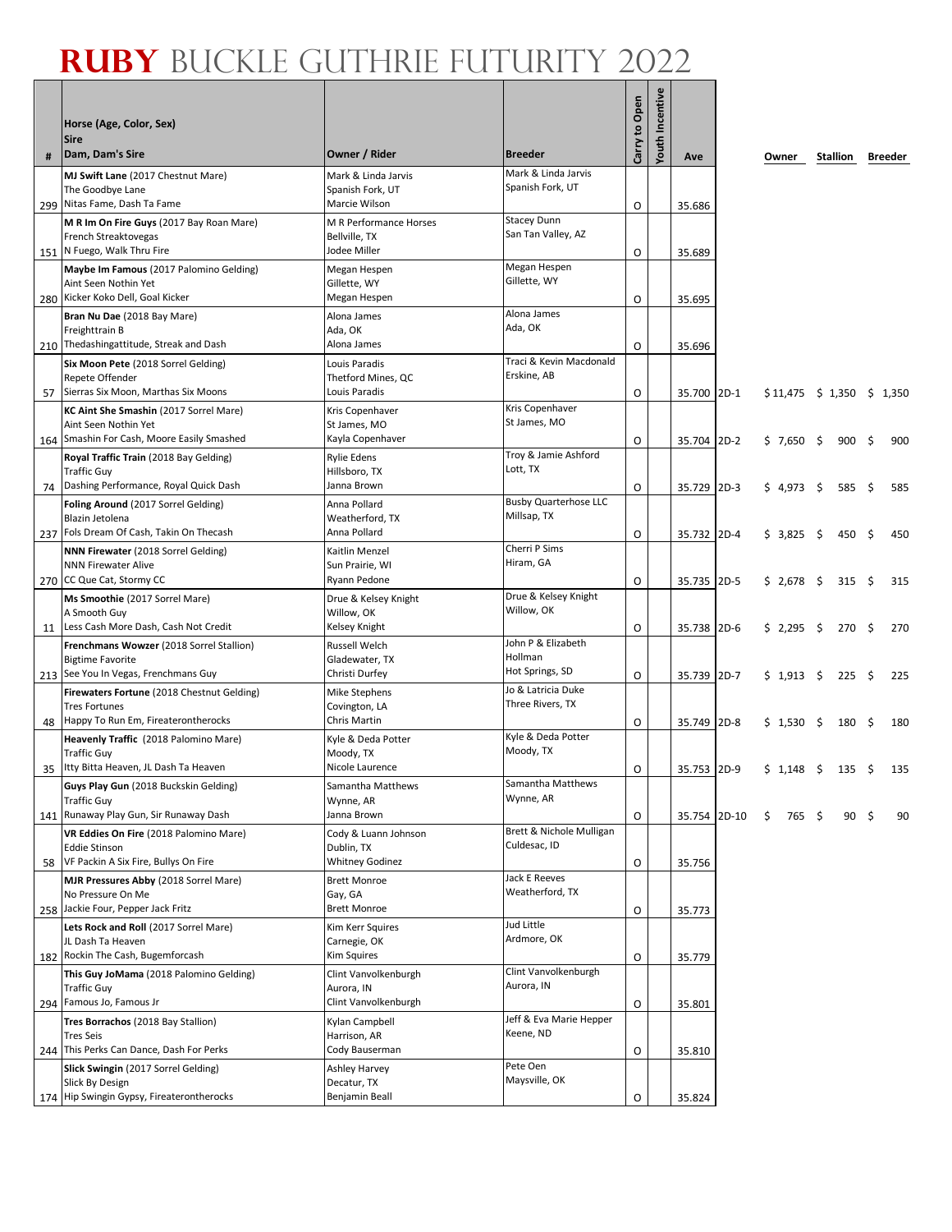# RUBY BUCKLE GUTHRIE FUTURITY 2022

| # | Horse (Age, Color, Sex)<br>Sire<br>Dam, Dam's Sire | Owner / Rider | Breeder | Carry to Open | Youth Incentive | Ave | | Owner | Stallion | Breeder |
|---|---|---|---|---|---|---|---|---|---|---|
| 299 | **MJ Swift Lane** (2017 Chestnut Mare)<br>The Goodbye Lane<br>Nitas Fame, Dash Ta Fame | Mark & Linda Jarvis<br>Spanish Fork, UT<br>Marcie Wilson | Mark & Linda Jarvis<br>Spanish Fork, UT | O | | 35.686 | | | | |
| 151 | **M R Im On Fire Guys** (2017 Bay Roan Mare)<br>French Streaktovegas<br>N Fuego, Walk Thru Fire | M R Performance Horses<br>Bellville, TX<br>Jodee Miller | Stacey Dunn<br>San Tan Valley, AZ | O | | 35.689 | | | | |
| 280 | **Maybe Im Famous** (2017 Palomino Gelding)<br>Aint Seen Nothin Yet<br>Kicker Koko Dell, Goal Kicker | Megan Hespen<br>Gillette, WY<br>Megan Hespen | Megan Hespen<br>Gillette, WY | O | | 35.695 | | | | |
| 210 | **Bran Nu Dae** (2018 Bay Mare)<br>Freighttrain B<br>Thedashingattitude, Streak and Dash | Alona James<br>Ada, OK<br>Alona James | Alona James<br>Ada, OK | O | | 35.696 | | | | |
| 57 | **Six Moon Pete** (2018 Sorrel Gelding)<br>Repete Offender<br>Sierras Six Moon, Marthas Six Moons | Louis Paradis<br>Thetford Mines, QC<br>Louis Paradis | Traci & Kevin Macdonald<br>Erskine, AB | O | | 35.700 | 2D-1 | $ 11,475 | $ 1,350 | $ 1,350 |
| 164 | **KC Aint She Smashin** (2017 Sorrel Mare)<br>Aint Seen Nothin Yet<br>Smashin For Cash, Moore Easily Smashed | Kris Copenhaver<br>St James, MO<br>Kayla Copenhaver | Kris Copenhaver<br>St James, MO | O | | 35.704 | 2D-2 | $ 7,650 | $ 900 | $ 900 |
| 74 | **Royal Traffic Train** (2018 Bay Gelding)<br>Traffic Guy<br>Dashing Performance, Royal Quick Dash | Rylie Edens<br>Hillsboro, TX<br>Janna Brown | Troy & Jamie Ashford<br>Lott, TX | O | | 35.729 | 2D-3 | $ 4,973 | $ 585 | $ 585 |
| 237 | **Foling Around** (2017 Sorrel Gelding)<br>Blazin Jetolena<br>Fols Dream Of Cash, Takin On Thecash | Anna Pollard<br>Weatherford, TX<br>Anna Pollard | Busby Quarterhose LLC<br>Millsap, TX | O | | 35.732 | 2D-4 | $ 3,825 | $ 450 | $ 450 |
| 270 | **NNN Firewater** (2018 Sorrel Gelding)<br>NNN Firewater Alive<br>CC Que Cat, Stormy CC | Kaitlin Menzel<br>Sun Prairie, WI<br>Ryann Pedone | Cherri P Sims<br>Hiram, GA | O | | 35.735 | 2D-5 | $ 2,678 | $ 315 | $ 315 |
| 11 | **Ms Smoothie** (2017 Sorrel Mare)<br>A Smooth Guy<br>Less Cash More Dash, Cash Not Credit | Drue & Kelsey Knight<br>Willow, OK<br>Kelsey Knight | Drue & Kelsey Knight<br>Willow, OK | O | | 35.738 | 2D-6 | $ 2,295 | $ 270 | $ 270 |
| 213 | **Frenchmans Wowzer** (2018 Sorrel Stallion)<br>Bigtime Favorite<br>See You In Vegas, Frenchmans Guy | Russell Welch<br>Gladewater, TX<br>Christi Durfey | John P & Elizabeth Hollman<br>Hot Springs, SD | O | | 35.739 | 2D-7 | $ 1,913 | $ 225 | $ 225 |
| 48 | **Firewaters Fortune** (2018 Chestnut Gelding)<br>Tres Fortunes<br>Happy To Run Em, Fireaterontherocks | Mike Stephens<br>Covington, LA<br>Chris Martin | Jo & Latricia Duke<br>Three Rivers, TX | O | | 35.749 | 2D-8 | $ 1,530 | $ 180 | $ 180 |
| 35 | **Heavenly Traffic** (2018 Palomino Mare)<br>Traffic Guy<br>Itty Bitta Heaven, JL Dash Ta Heaven | Kyle & Deda Potter<br>Moody, TX<br>Nicole Laurence | Kyle & Deda Potter<br>Moody, TX | O | | 35.753 | 2D-9 | $ 1,148 | $ 135 | $ 135 |
| 141 | **Guys Play Gun** (2018 Buckskin Gelding)<br>Traffic Guy<br>Runaway Play Gun, Sir Runaway Dash | Samantha Matthews<br>Wynne, AR<br>Janna Brown | Samantha Matthews<br>Wynne, AR | O | | 35.754 | 2D-10 | $ 765 | $ 90 | $ 90 |
| 58 | **VR Eddies On Fire** (2018 Palomino Mare)<br>Eddie Stinson<br>VF Packin A Six Fire, Bullys On Fire | Cody & Luann Johnson<br>Dublin, TX<br>Whitney Godinez | Brett & Nichole Mulligan<br>Culdesac, ID | O | | 35.756 | | | | |
| 258 | **MJR Pressures Abby** (2018 Sorrel Mare)<br>No Pressure On Me<br>Jackie Four, Pepper Jack Fritz | Brett Monroe<br>Gay, GA<br>Brett Monroe | Jack E Reeves<br>Weatherford, TX | O | | 35.773 | | | | |
| 182 | **Lets Rock and Roll** (2017 Sorrel Mare)<br>JL Dash Ta Heaven<br>Rockin The Cash, Bugemforcash | Kim Kerr Squires<br>Carnegie, OK<br>Kim Squires | Jud Little<br>Ardmore, OK | O | | 35.779 | | | | |
| 294 | **This Guy JoMama** (2018 Palomino Gelding)<br>Traffic Guy<br>Famous Jo, Famous Jr | Clint Vanvolkenburgh<br>Aurora, IN<br>Clint Vanvolkenburgh | Clint Vanvolkenburgh<br>Aurora, IN | O | | 35.801 | | | | |
| 244 | **Tres Borrachos** (2018 Bay Stallion)<br>Tres Seis<br>This Perks Can Dance, Dash For Perks | Kylan Campbell<br>Harrison, AR<br>Cody Bauserman | Jeff & Eva Marie Hepper<br>Keene, ND | O | | 35.810 | | | | |
| 174 | **Slick Swingin** (2017 Sorrel Gelding)<br>Slick By Design<br>Hip Swingin Gypsy, Fireaterontherocks | Ashley Harvey<br>Decatur, TX<br>Benjamin Beall | Pete Oen<br>Maysville, OK | O | | 35.824 | | | | |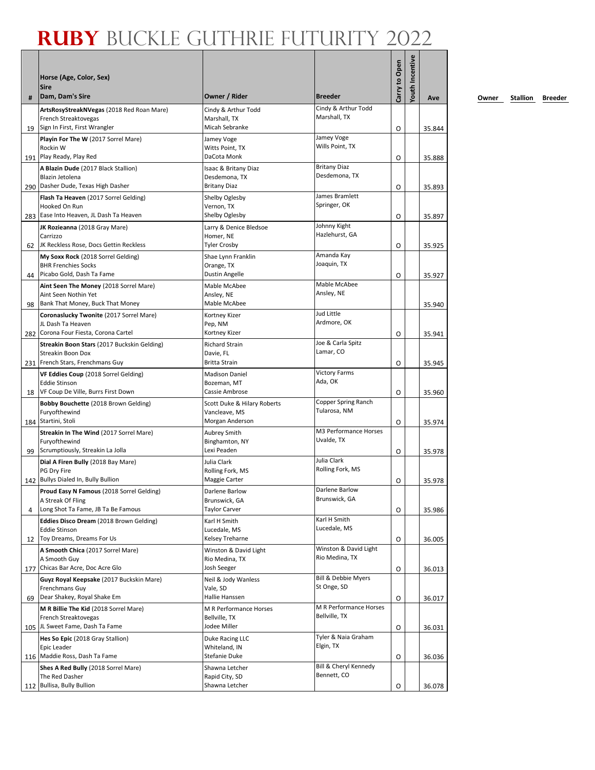# RUBY BUCKLE GUTHRIE FUTURITY 2022

| # | Horse (Age, Color, Sex)<br>Sire<br>Dam, Dam's Sire | Owner / Rider | Breeder | Carry to Open | Youth Incentive | Ave | Owner | Stallion | Breeder |
|---|---|---|---|---|---|---|---|---|---|
| 19 | **ArtsRosyStreakNVegas** (2018 Red Roan Mare)<br>French Streaktovegas<br>Sign In First, First Wrangler | Cindy & Arthur Todd<br>Marshall, TX<br>Micah Sebranke | Cindy & Arthur Todd<br>Marshall, TX | O | | 35.844 | | | |
| 191 | **Playin For The W** (2017 Sorrel Mare)<br>Rockin W<br>Play Ready, Play Red | Jamey Voge<br>Witts Point, TX<br>DaCota Monk | Jamey Voge<br>Wills Point, TX | O | | 35.888 | | | |
| 290 | **A Blazin Dude** (2017 Black Stallion)<br>Blazin Jetolena<br>Dasher Dude, Texas High Dasher | Isaac & Britany Diaz<br>Desdemona, TX<br>Britany Diaz | Britany Diaz<br>Desdemona, TX | O | | 35.893 | | | |
| 283 | **Flash Ta Heaven** (2017 Sorrel Gelding)<br>Hooked On Run<br>Ease Into Heaven, JL Dash Ta Heaven | Shelby Oglesby<br>Vernon, TX<br>Shelby Oglesby | James Bramlett<br>Springer, OK | O | | 35.897 | | | |
| 62 | **JK Rozieanna** (2018 Gray Mare)<br>Carrizzo<br>JK Reckless Rose, Docs Gettin Reckless | Larry & Denice Bledsoe<br>Homer, NE<br>Tyler Crosby | Johnny Kight<br>Hazlehurst, GA | O | | 35.925 | | | |
| 44 | **My Soxx Rock** (2018 Sorrel Gelding)<br>BHR Frenchies Socks<br>Picabo Gold, Dash Ta Fame | Shae Lynn Franklin<br>Orange, TX<br>Dustin Angelle | Amanda Kay<br>Joaquin, TX | O | | 35.927 | | | |
| 98 | **Aint Seen The Money** (2018 Sorrel Mare)<br>Aint Seen Nothin Yet<br>Bank That Money, Buck That Money | Mable McAbee<br>Ansley, NE<br>Mable McAbee | Mable McAbee<br>Ansley, NE | | | 35.940 | | | |
| 282 | **Coronaslucky Twonite** (2017 Sorrel Mare)<br>JL Dash Ta Heaven<br>Corona Four Fiesta, Corona Cartel | Kortney Kizer<br>Pep, NM<br>Kortney Kizer | Jud Little<br>Ardmore, OK | O | | 35.941 | | | |
| 231 | **Streakin Boon Stars** (2017 Buckskin Gelding)<br>Streakin Boon Dox<br>French Stars, Frenchmans Guy | Richard Strain<br>Davie, FL<br>Britta Strain | Joe & Carla Spitz<br>Lamar, CO | O | | 35.945 | | | |
| 18 | **VF Eddies Coup** (2018 Sorrel Gelding)<br>Eddie Stinson<br>VF Coup De Ville, Burrs First Down | Madison Daniel<br>Bozeman, MT<br>Cassie Ambrose | Victory Farms<br>Ada, OK | O | | 35.960 | | | |
| 184 | **Bobby Bouchette** (2018 Brown Gelding)<br>Furyofthewind<br>Startini, Stoli | Scott Duke & Hilary Roberts<br>Vancleave, MS<br>Morgan Anderson | Copper Spring Ranch<br>Tularosa, NM | O | | 35.974 | | | |
| 99 | **Streakin In The Wind** (2017 Sorrel Mare)<br>Furyofthewind<br>Scrumptiously, Streakin La Jolla | Aubrey Smith<br>Binghamton, NY<br>Lexi Peaden | M3 Performance Horses<br>Uvalde, TX | O | | 35.978 | | | |
| 142 | **Dial A Firen Bully** (2018 Bay Mare)<br>PG Dry Fire<br>Bullys Dialed In, Bully Bullion | Julia Clark<br>Rolling Fork, MS<br>Maggie Carter | Julia Clark<br>Rolling Fork, MS | O | | 35.978 | | | |
| 4 | **Proud Easy N Famous** (2018 Sorrel Gelding)<br>A Streak Of Fling<br>Long Shot Ta Fame, JB Ta Be Famous | Darlene Barlow<br>Brunswick, GA<br>Taylor Carver | Darlene Barlow<br>Brunswick, GA | O | | 35.986 | | | |
| 12 | **Eddies Disco Dream** (2018 Brown Gelding)<br>Eddie Stinson<br>Toy Dreams, Dreams For Us | Karl H Smith<br>Lucedale, MS<br>Kelsey Treharne | Karl H Smith<br>Lucedale, MS | O | | 36.005 | | | |
| 177 | **A Smooth Chica** (2017 Sorrel Mare)<br>A Smooth Guy<br>Chicas Bar Acre, Doc Acre Glo | Winston & David Light<br>Rio Medina, TX<br>Josh Seeger | Winston & David Light<br>Rio Medina, TX | O | | 36.013 | | | |
| 69 | **Guyz Royal Keepsake** (2017 Buckskin Mare)<br>Frenchmans Guy<br>Dear Shakey, Royal Shake Em | Neil & Jody Wanless<br>Vale, SD<br>Hallie Hanssen | Bill & Debbie Myers<br>St Onge, SD | O | | 36.017 | | | |
| 105 | **M R Billie The Kid** (2018 Sorrel Mare)<br>French Streaktovegas<br>JL Sweet Fame, Dash Ta Fame | M R Performance Horses<br>Bellville, TX<br>Jodee Miller | M R Performance Horses<br>Bellville, TX | O | | 36.031 | | | |
| 116 | **Hes So Epic** (2018 Gray Stallion)<br>Epic Leader<br>Maddie Ross, Dash Ta Fame | Duke Racing LLC<br>Whiteland, IN<br>Stefanie Duke | Tyler & Naia Graham<br>Elgin, TX | O | | 36.036 | | | |
| 112 | **Shes A Red Bully** (2018 Sorrel Mare)<br>The Red Dasher<br>Bullisa, Bully Bullion | Shawna Letcher<br>Rapid City, SD<br>Shawna Letcher | Bill & Cheryl Kennedy<br>Bennett, CO | O | | 36.078 | | | |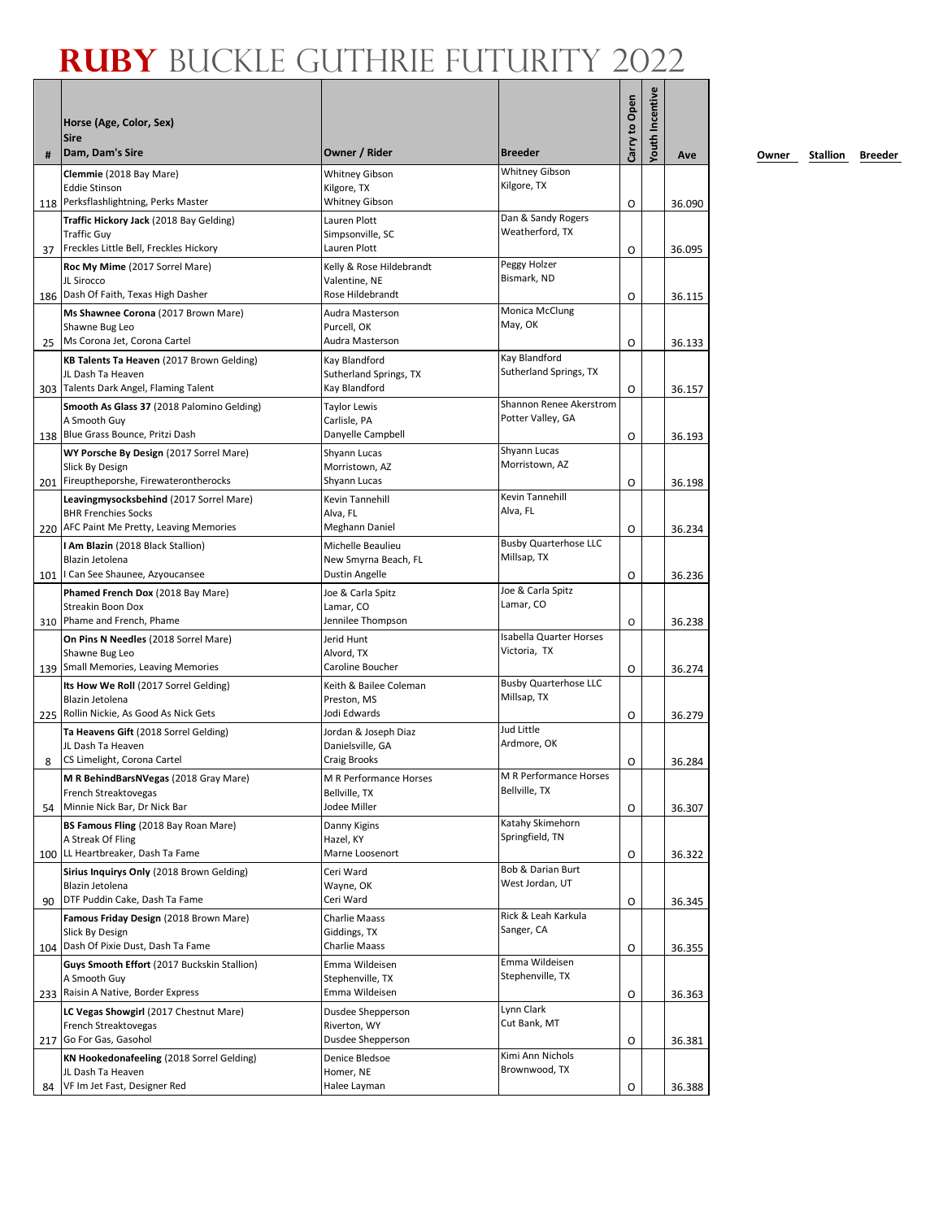# RUBY BUCKLE GUTHRIE FUTURITY 2022

| # | Horse (Age, Color, Sex)<br>Sire<br>Dam, Dam's Sire | Owner / Rider | Breeder | Carry to Open | Youth Incentive | Ave | Owner | Stallion | Breeder |
|---|---|---|---|---|---|---|---|---|---|
| 118 | **Clemmie** (2018 Bay Mare)<br>Eddie Stinson<br>Perksflashlightning, Perks Master | Whitney Gibson<br>Kilgore, TX<br>Whitney Gibson | Whitney Gibson<br>Kilgore, TX | O | | 36.090 | | | |
| 37 | **Traffic Hickory Jack** (2018 Bay Gelding)<br>Traffic Guy<br>Freckles Little Bell, Freckles Hickory | Lauren Plott<br>Simpsonville, SC<br>Lauren Plott | Dan & Sandy Rogers<br>Weatherford, TX | O | | 36.095 | | | |
| 186 | **Roc My Mime** (2017 Sorrel Mare)<br>JL Sirocco<br>Dash Of Faith, Texas High Dasher | Kelly & Rose Hildebrandt<br>Valentine, NE<br>Rose Hildebrandt | Peggy Holzer<br>Bismark, ND | O | | 36.115 | | | |
| 25 | **Ms Shawnee Corona** (2017 Brown Mare)<br>Shawne Bug Leo<br>Ms Corona Jet, Corona Cartel | Audra Masterson<br>Purcell, OK<br>Audra Masterson | Monica McClung<br>May, OK | O | | 36.133 | | | |
| 303 | **KB Talents Ta Heaven** (2017 Brown Gelding)<br>JL Dash Ta Heaven<br>Talents Dark Angel, Flaming Talent | Kay Blandford<br>Sutherland Springs, TX<br>Kay Blandford | Kay Blandford<br>Sutherland Springs, TX | O | | 36.157 | | | |
| 138 | **Smooth As Glass 37** (2018 Palomino Gelding)<br>A Smooth Guy<br>Blue Grass Bounce, Pritzi Dash | Taylor Lewis<br>Carlisle, PA<br>Danyelle Campbell | Shannon Renee Akerstrom<br>Potter Valley, GA | O | | 36.193 | | | |
| 201 | **WY Porsche By Design** (2017 Sorrel Mare)<br>Slick By Design<br>Fireuptheporshe, Firewaterontherocks | Shyann Lucas<br>Morristown, AZ<br>Shyann Lucas | Shyann Lucas<br>Morristown, AZ | O | | 36.198 | | | |
| 220 | **Leavingmysocksbehind** (2017 Sorrel Mare)<br>BHR Frenchies Socks<br>AFC Paint Me Pretty, Leaving Memories | Kevin Tannehill<br>Alva, FL<br>Meghann Daniel | Kevin Tannehill<br>Alva, FL | O | | 36.234 | | | |
| 101 | **I Am Blazin** (2018 Black Stallion)<br>Blazin Jetolena<br>I Can See Shaunee, Azyoucansee | Michelle Beaulieu<br>New Smyrna Beach, FL<br>Dustin Angelle | Busby Quarterhose LLC<br>Millsap, TX | O | | 36.236 | | | |
| 310 | **Phamed French Dox** (2018 Bay Mare)<br>Streakin Boon Dox<br>Phame and French, Phame | Joe & Carla Spitz<br>Lamar, CO<br>Jennilee Thompson | Joe & Carla Spitz<br>Lamar, CO | O | | 36.238 | | | |
| 139 | **On Pins N Needles** (2018 Sorrel Mare)<br>Shawne Bug Leo<br>Small Memories, Leaving Memories | Jerid Hunt<br>Alvord, TX<br>Caroline Boucher | Isabella Quarter Horses<br>Victoria, TX | O | | 36.274 | | | |
| 225 | **Its How We Roll** (2017 Sorrel Gelding)<br>Blazin Jetolena<br>Rollin Nickie, As Good As Nick Gets | Keith & Bailee Coleman<br>Preston, MS<br>Jodi Edwards | Busby Quarterhose LLC<br>Millsap, TX | O | | 36.279 | | | |
| 8 | **Ta Heavens Gift** (2018 Sorrel Gelding)<br>JL Dash Ta Heaven<br>CS Limelight, Corona Cartel | Jordan & Joseph Diaz<br>Danielsville, GA<br>Craig Brooks | Jud Little<br>Ardmore, OK | O | | 36.284 | | | |
| 54 | **M R BehindBarsNVegas** (2018 Gray Mare)<br>French Streaktovegas<br>Minnie Nick Bar, Dr Nick Bar | M R Performance Horses<br>Bellville, TX<br>Jodee Miller | M R Performance Horses<br>Bellville, TX | O | | 36.307 | | | |
| 100 | **BS Famous Fling** (2018 Bay Roan Mare)<br>A Streak Of Fling<br>LL Heartbreaker, Dash Ta Fame | Danny Kigins<br>Hazel, KY<br>Marne Loosenort | Katahy Skimehorn<br>Springfield, TN | O | | 36.322 | | | |
| 90 | **Sirius Inquirys Only** (2018 Brown Gelding)<br>Blazin Jetolena<br>DTF Puddin Cake, Dash Ta Fame | Ceri Ward<br>Wayne, OK<br>Ceri Ward | Bob & Darian Burt<br>West Jordan, UT | O | | 36.345 | | | |
| 104 | **Famous Friday Design** (2018 Brown Mare)<br>Slick By Design<br>Dash Of Pixie Dust, Dash Ta Fame | Charlie Maass<br>Giddings, TX<br>Charlie Maass | Rick & Leah Karkula<br>Sanger, CA | O | | 36.355 | | | |
| 233 | **Guys Smooth Effort** (2017 Buckskin Stallion)<br>A Smooth Guy<br>Raisin A Native, Border Express | Emma Wildeisen<br>Stephenville, TX<br>Emma Wildeisen | Emma Wildeisen<br>Stephenville, TX | O | | 36.363 | | | |
| 217 | **LC Vegas Showgirl** (2017 Chestnut Mare)<br>French Streaktovegas<br>Go For Gas, Gasohol | Dusdee Shepperson<br>Riverton, WY<br>Dusdee Shepperson | Lynn Clark<br>Cut Bank, MT | O | | 36.381 | | | |
| 84 | **KN Hookedonafeeling** (2018 Sorrel Gelding)<br>JL Dash Ta Heaven<br>VF Im Jet Fast, Designer Red | Denice Bledsoe<br>Homer, NE<br>Halee Layman | Kimi Ann Nichols<br>Brownwood, TX | O | | 36.388 | | | |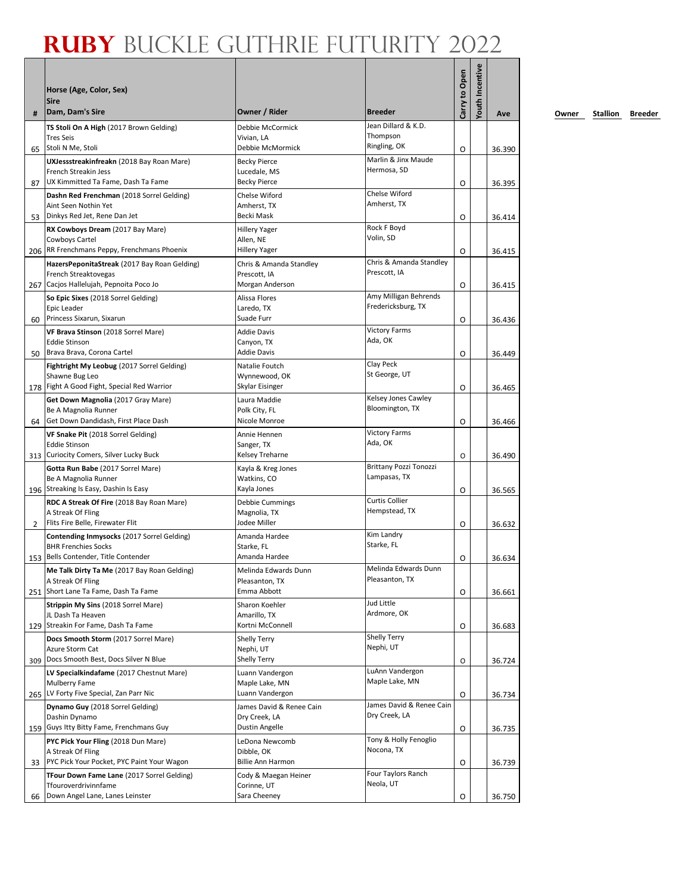# RUBY BUCKLE GUTHRIE FUTURITY 2022

| # | Horse (Age, Color, Sex)<br>Sire<br>Dam, Dam's Sire | Owner / Rider | Breeder | Carry to Open | Youth Incentive | Ave | Owner | Stallion | Breeder |
|---|---|---|---|---|---|---|---|---|---|
| 65 | **TS Stoli On A High** (2017 Brown Gelding)<br>Tres Seis<br>Stoli N Me, Stoli | Debbie McCormick<br>Vivian, LA<br>Debbie McMormick | Jean Dillard & K.D. Thompson<br>Ringling, OK | O | | 36.390 | | | |
| 87 | **UXJessstreakinfreakn** (2018 Bay Roan Mare)<br>French Streakin Jess<br>UX Kimmitted Ta Fame, Dash Ta Fame | Becky Pierce<br>Lucedale, MS<br>Becky Pierce | Marlin & Jinx Maude<br>Hermosa, SD | O | | 36.395 | | | |
| 53 | **Dashn Red Frenchman** (2018 Sorrel Gelding)<br>Aint Seen Nothin Yet<br>Dinkys Red Jet, Rene Dan Jet | Chelse Wiford<br>Amherst, TX<br>Becki Mask | Chelse Wiford<br>Amherst, TX | O | | 36.414 | | | |
| 206 | **RX Cowboys Dream** (2017 Bay Mare)<br>Cowboys Cartel<br>RR Frenchmans Peppy, Frenchmans Phoenix | Hillery Yager<br>Allen, NE<br>Hillery Yager | Rock F Boyd<br>Volin, SD | O | | 36.415 | | | |
| 267 | **HazersPeponitaStreak** (2017 Bay Roan Gelding)<br>French Streaktovegas<br>Cacjos Hallelujah, Pepnoita Poco Jo | Chris & Amanda Standley<br>Prescott, IA<br>Morgan Anderson | Chris & Amanda Standley<br>Prescott, IA | O | | 36.415 | | | |
| 60 | **So Epic Sixes** (2018 Sorrel Gelding)<br>Epic Leader<br>Princess Sixarun, Sixarun | Alissa Flores<br>Laredo, TX<br>Suade Furr | Amy Milligan Behrends<br>Fredericksburg, TX | O | | 36.436 | | | |
| 50 | **VF Brava Stinson** (2018 Sorrel Mare)<br>Eddie Stinson<br>Brava Brava, Corona Cartel | Addie Davis<br>Canyon, TX<br>Addie Davis | Victory Farms<br>Ada, OK | O | | 36.449 | | | |
| 178 | **Fightright My Leobug** (2017 Sorrel Gelding)<br>Shawne Bug Leo<br>Fight A Good Fight, Special Red Warrior | Natalie Foutch<br>Wynnewood, OK<br>Skylar Eisinger | Clay Peck<br>St George, UT | O | | 36.465 | | | |
| 64 | **Get Down Magnolia** (2017 Gray Mare)<br>Be A Magnolia Runner<br>Get Down Dandidash, First Place Dash | Laura Maddie<br>Polk City, FL<br>Nicole Monroe | Kelsey Jones Cawley<br>Bloomington, TX | O | | 36.466 | | | |
| 313 | **VF Snake Pit** (2018 Sorrel Gelding)<br>Eddie Stinson<br>Curiocity Comers, Silver Lucky Buck | Annie Hennen<br>Sanger, TX<br>Kelsey Treharne | Victory Farms<br>Ada, OK | O | | 36.490 | | | |
| 196 | **Gotta Run Babe** (2017 Sorrel Mare)<br>Be A Magnolia Runner<br>Streaking Is Easy, Dashin Is Easy | Kayla & Kreg Jones<br>Watkins, CO<br>Kayla Jones | Brittany Pozzi Tonozzi<br>Lampasas, TX | O | | 36.565 | | | |
| 2 | **RDC A Streak Of Fire** (2018 Bay Roan Mare)<br>A Streak Of Fling<br>Flits Fire Belle, Firewater Flit | Debbie Cummings<br>Magnolia, TX<br>Jodee Miller | Curtis Collier<br>Hempstead, TX | O | | 36.632 | | | |
| 153 | **Contending Inmysocks** (2017 Sorrel Gelding)<br>BHR Frenchies Socks<br>Bells Contender, Title Contender | Amanda Hardee<br>Starke, FL<br>Amanda Hardee | Kim Landry<br>Starke, FL | O | | 36.634 | | | |
| 251 | **Me Talk Dirty Ta Me** (2017 Bay Roan Gelding)<br>A Streak Of Fling<br>Short Lane Ta Fame, Dash Ta Fame | Melinda Edwards Dunn<br>Pleasanton, TX<br>Emma Abbott | Melinda Edwards Dunn<br>Pleasanton, TX | O | | 36.661 | | | |
| 129 | **Strippin My Sins** (2018 Sorrel Mare)<br>JL Dash Ta Heaven<br>Streakin For Fame, Dash Ta Fame | Sharon Koehler<br>Amarillo, TX<br>Kortni McConnell | Jud Little<br>Ardmore, OK | O | | 36.683 | | | |
| 309 | **Docs Smooth Storm** (2017 Sorrel Mare)<br>Azure Storm Cat<br>Docs Smooth Best, Docs Silver N Blue | Shelly Terry<br>Nephi, UT<br>Shelly Terry | Shelly Terry<br>Nephi, UT | O | | 36.724 | | | |
| 265 | **LV Specialkindafame** (2017 Chestnut Mare)<br>Mulberry Fame<br>LV Forty Five Special, Zan Parr Nic | Luann Vandergon<br>Maple Lake, MN<br>Luann Vandergon | LuAnn Vandergon<br>Maple Lake, MN | O | | 36.734 | | | |
| 159 | **Dynamo Guy** (2018 Sorrel Gelding)<br>Dashin Dynamo<br>Guys Itty Bitty Fame, Frenchmans Guy | James David & Renee Cain<br>Dry Creek, LA<br>Dustin Angelle | James David & Renee Cain<br>Dry Creek, LA | O | | 36.735 | | | |
| 33 | **PYC Pick Your Fling** (2018 Dun Mare)<br>A Streak Of Fling<br>PYC Pick Your Pocket, PYC Paint Your Wagon | LeDona Newcomb<br>Dibble, OK<br>Billie Ann Harmon | Tony & Holly Fenoglio<br>Nocona, TX | O | | 36.739 | | | |
| 66 | **TFour Down Fame Lane** (2017 Sorrel Gelding)<br>Tfouroverdrivinnfame<br>Down Angel Lane, Lanes Leinster | Cody & Maegan Heiner<br>Corinne, UT<br>Sara Cheeney | Four Taylors Ranch<br>Neola, UT | O | | 36.750 | | | |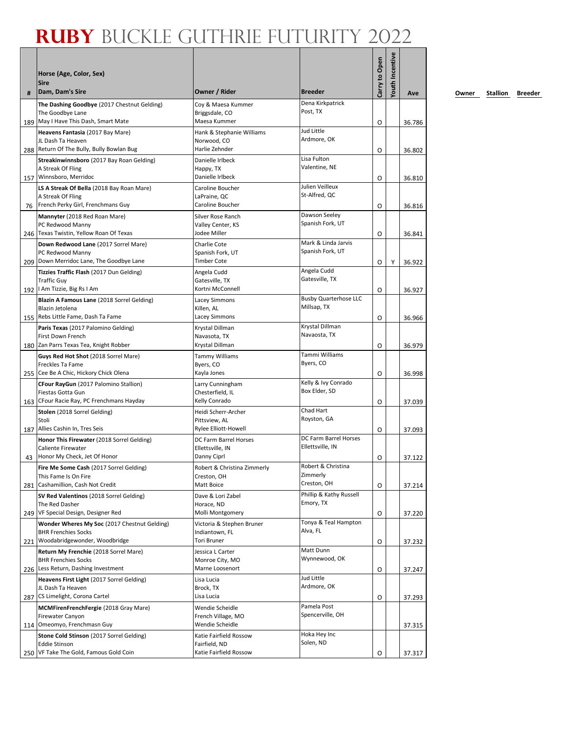# RUBY BUCKLE GUTHRIE FUTURITY 2022

| # | Horse (Age, Color, Sex)<br>Sire<br>Dam, Dam's Sire | Owner / Rider | Breeder | Carry to Open | Youth Incentive | Ave | Owner | Stallion | Breeder |
|---|---|---|---|---|---|---|---|---|---|
| 189 | **The Dashing Goodbye** (2017 Chestnut Gelding)<br>The Goodbye Lane<br>May I Have This Dash, Smart Mate | Coy & Maesa Kummer<br>Briggsdale, CO<br>Maesa Kummer | Dena Kirkpatrick<br>Post, TX | O | | 36.786 | | | |
| 288 | **Heavens Fantasia** (2017 Bay Mare)<br>JL Dash Ta Heaven<br>Return Of The Bully, Bully Bowlan Bug | Hank & Stephanie Williams<br>Norwood, CO<br>Harlie Zehnder | Jud Little<br>Ardmore, OK | O | | 36.802 | | | |
| 157 | **Streakinwinnsboro** (2017 Bay Roan Gelding)<br>A Streak Of Fling<br>Winnsboro, Merridoc | Danielle Irlbeck<br>Happy, TX<br>Danielle Irlbeck | Lisa Fulton<br>Valentine, NE | O | | 36.810 | | | |
| 76 | **LS A Streak Of Bella** (2018 Bay Roan Mare)<br>A Streak Of Fling<br>French Perky Girl, Frenchmans Guy | Caroline Boucher<br>LaPraine, QC<br>Caroline Boucher | Julien Veilleux<br>St-Alfred, QC | O | | 36.816 | | | |
| 246 | **Mannyter** (2018 Red Roan Mare)<br>PC Redwood Manny<br>Texas Twistin, Yellow Roan Of Texas | Silver Rose Ranch<br>Valley Center, KS<br>Jodee Miller | Dawson Seeley<br>Spanish Fork, UT | O | | 36.841 | | | |
| 209 | **Down Redwood Lane** (2017 Sorrel Mare)<br>PC Redwood Manny<br>Down Merridoc Lane, The Goodbye Lane | Charlie Cote<br>Spanish Fork, UT<br>Timber Cote | Mark & Linda Jarvis<br>Spanish Fork, UT | O | Y | 36.922 | | | |
| 192 | **Tizzies Traffic Flash** (2017 Dun Gelding)<br>Traffic Guy<br>I Am Tizzie, Big Rs I Am | Angela Cudd<br>Gatesville, TX<br>Kortni McConnell | Angela Cudd<br>Gatesville, TX | O | | 36.927 | | | |
| 155 | **Blazin A Famous Lane** (2018 Sorrel Gelding)<br>Blazin Jetolena<br>Rebs Little Fame, Dash Ta Fame | Lacey Simmons<br>Killen, AL<br>Lacey Simmons | Busby Quarterhose LLC<br>Millsap, TX | O | | 36.966 | | | |
| 180 | **Paris Texas** (2017 Palomino Gelding)<br>First Down French<br>Zan Parrs Texas Tea, Knight Robber | Krystal Dillman<br>Navasota, TX<br>Krystal Dillman | Krystal Dillman<br>Navaosta, TX | O | | 36.979 | | | |
| 255 | **Guys Red Hot Shot** (2018 Sorrel Mare)<br>Freckles Ta Fame<br>Cee Be A Chic, Hickory Chick Olena | Tammy Williams<br>Byers, CO<br>Kayla Jones | Tammi Williams<br>Byers, CO | O | | 36.998 | | | |
| 163 | **CFour RayGun** (2017 Palomino Stallion)<br>Fiestas Gotta Gun<br>CFour Racie Ray, PC Frenchmans Hayday | Larry Cunningham<br>Chesterfield, IL<br>Kelly Conrado | Kelly & Ivy Conrado<br>Box Elder, SD | O | | 37.039 | | | |
| 187 | **Stolen** (2018 Sorrel Gelding)<br>Stoli<br>Allies Cashin In, Tres Seis | Heidi Scherr-Archer<br>Pittsview, AL<br>Rylee Elliott-Howell | Chad Hart<br>Royston, GA | O | | 37.093 | | | |
| 43 | **Honor This Firewater** (2018 Sorrel Gelding)<br>Caliente Firewater<br>Honor My Check, Jet Of Honor | DC Farm Barrel Horses<br>Ellettsville, IN<br>Danny Ciprl | DC Farm Barrel Horses<br>Ellettsville, IN | O | | 37.122 | | | |
| 281 | **Fire Me Some Cash** (2017 Sorrel Gelding)<br>This Fame Is On Fire<br>Cashamillion, Cash Not Credit | Robert & Christina Zimmerly<br>Creston, OH<br>Matt Boice | Robert & Christina Zimmerly<br>Creston, OH | O | | 37.214 | | | |
| 249 | **SV Red Valentinos** (2018 Sorrel Gelding)<br>The Red Dasher<br>VF Special Design, Designer Red | Dave & Lori Zabel<br>Horace, ND<br>Molli Montgomery | Phillip & Kathy Russell<br>Emory, TX | O | | 37.220 | | | |
| 221 | **Wonder Wheres My Soc** (2017 Chestnut Gelding)<br>BHR Frenchies Socks<br>Woodabridgewonder, Woodbridge | Victoria & Stephen Bruner<br>Indiantown, FL<br>Tori Bruner | Tonya & Teal Hampton<br>Alva, FL | O | | 37.232 | | | |
| 226 | **Return My Frenchie** (2018 Sorrel Mare)<br>BHR Frenchies Socks<br>Less Return, Dashing Investment | Jessica L Carter<br>Monroe City, MO<br>Marne Loosenort | Matt Dunn<br>Wynnewood, OK | O | | 37.247 | | | |
| 287 | **Heavens First Light** (2017 Sorrel Gelding)<br>JL Dash Ta Heaven<br>CS Limelight, Corona Cartel | Lisa Lucia<br>Brock, TX<br>Lisa Lucia | Jud Little<br>Ardmore, OK | O | | 37.293 | | | |
| 114 | **MCMFirenFrenchFergie** (2018 Gray Mare)<br>Firewater Canyon<br>Omeomyo, Frenchmasn Guy | Wendie Scheidle<br>French Village, MO<br>Wendie Scheidle | Pamela Post<br>Spencerville, OH | | | 37.315 | | | |
| 250 | **Stone Cold Stinson** (2017 Sorrel Gelding)<br>Eddie Stinson<br>VF Take The Gold, Famous Gold Coin | Katie Fairfield Rossow<br>Fairfield, ND<br>Katie Fairfield Rossow | Hoka Hey Inc<br>Solen, ND | O | | 37.317 | | | |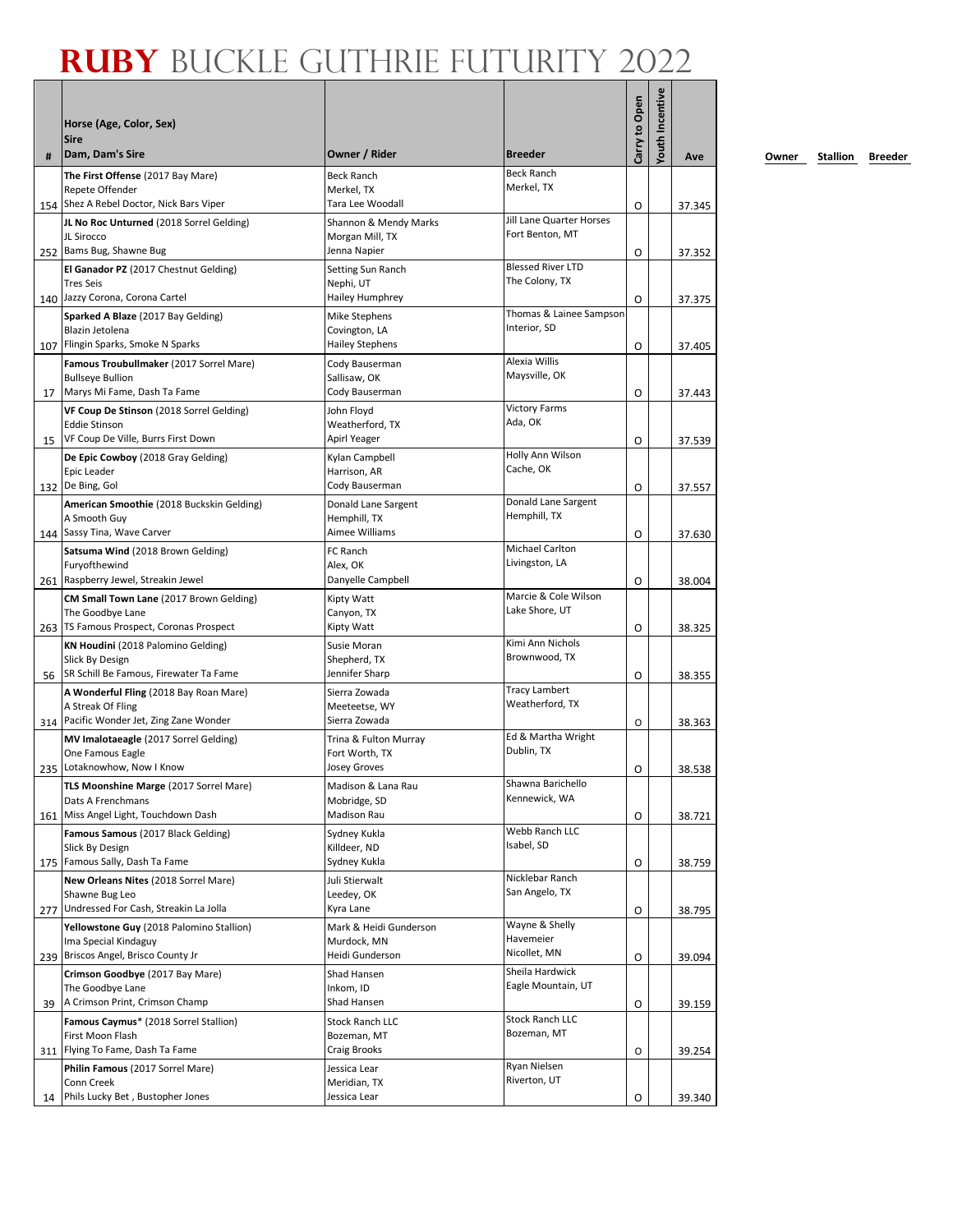# RUBY BUCKLE GUTHRIE FUTURITY 2022

| # | Horse (Age, Color, Sex)<br>Sire<br>Dam, Dam's Sire | Owner / Rider | Breeder | Carry to Open | Youth Incentive | Ave |
|---|---|---|---|---|---|---|
| 154 | **The First Offense** (2017 Bay Mare)<br>Repete Offender<br>Shez A Rebel Doctor, Nick Bars Viper | Beck Ranch<br>Merkel, TX<br>Tara Lee Woodall | Beck Ranch<br>Merkel, TX | O | | 37.345 |
| 252 | **JL No Roc Unturned** (2018 Sorrel Gelding)<br>JL Sirocco<br>Bams Bug, Shawne Bug | Shannon & Mendy Marks<br>Morgan Mill, TX<br>Jenna Napier | Jill Lane Quarter Horses<br>Fort Benton, MT | O | | 37.352 |
| 140 | **El Ganador PZ** (2017 Chestnut Gelding)<br>Tres Seis<br>Jazzy Corona, Corona Cartel | Setting Sun Ranch<br>Nephi, UT<br>Hailey Humphrey | Blessed River LTD<br>The Colony, TX | O | | 37.375 |
| 107 | **Sparked A Blaze** (2017 Bay Gelding)<br>Blazin Jetolena<br>Flingin Sparks, Smoke N Sparks | Mike Stephens<br>Covington, LA<br>Hailey Stephens | Thomas & Lainee Sampson<br>Interior, SD | O | | 37.405 |
| 17 | **Famous Troubullmaker** (2017 Sorrel Mare)<br>Bullseye Bullion<br>Marys Mi Fame, Dash Ta Fame | Cody Bauserman<br>Sallisaw, OK<br>Cody Bauserman | Alexia Willis<br>Maysville, OK | O | | 37.443 |
| 15 | **VF Coup De Stinson** (2018 Sorrel Gelding)<br>Eddie Stinson<br>VF Coup De Ville, Burrs First Down | John Floyd<br>Weatherford, TX<br>Apirl Yeager | Victory Farms<br>Ada, OK | O | | 37.539 |
| 132 | **De Epic Cowboy** (2018 Gray Gelding)<br>Epic Leader<br>De Bing, Gol | Kylan Campbell<br>Harrison, AR<br>Cody Bauserman | Holly Ann Wilson<br>Cache, OK | O | | 37.557 |
| 144 | **American Smoothie** (2018 Buckskin Gelding)<br>A Smooth Guy<br>Sassy Tina, Wave Carver | Donald Lane Sargent<br>Hemphill, TX<br>Aimee Williams | Donald Lane Sargent<br>Hemphill, TX | O | | 37.630 |
| 261 | **Satsuma Wind** (2018 Brown Gelding)<br>Furyofthewind<br>Raspberry Jewel, Streakin Jewel | FC Ranch<br>Alex, OK<br>Danyelle Campbell | Michael Carlton<br>Livingston, LA | O | | 38.004 |
| 263 | **CM Small Town Lane** (2017 Brown Gelding)<br>The Goodbye Lane<br>TS Famous Prospect, Coronas Prospect | Kipty Watt<br>Canyon, TX<br>Kipty Watt | Marcie & Cole Wilson<br>Lake Shore, UT | O | | 38.325 |
| 56 | **KN Houdini** (2018 Palomino Gelding)<br>Slick By Design<br>SR Schill Be Famous, Firewater Ta Fame | Susie Moran<br>Shepherd, TX<br>Jennifer Sharp | Kimi Ann Nichols<br>Brownwood, TX | O | | 38.355 |
| 314 | **A Wonderful Fling** (2018 Bay Roan Mare)<br>A Streak Of Fling<br>Pacific Wonder Jet, Zing Zane Wonder | Sierra Zowada<br>Meeteetse, WY<br>Sierra Zowada | Tracy Lambert<br>Weatherford, TX | O | | 38.363 |
| 235 | **MV Imalotaeagle** (2017 Sorrel Gelding)<br>One Famous Eagle<br>Lotaknowhow, Now I Know | Trina & Fulton Murray<br>Fort Worth, TX<br>Josey Groves | Ed & Martha Wright<br>Dublin, TX | O | | 38.538 |
| 161 | **TLS Moonshine Marge** (2017 Sorrel Mare)<br>Dats A Frenchmans<br>Miss Angel Light, Touchdown Dash | Madison & Lana Rau<br>Mobridge, SD<br>Madison Rau | Shawna Barichello<br>Kennewick, WA | O | | 38.721 |
| 175 | **Famous Samous** (2017 Black Gelding)<br>Slick By Design<br>Famous Sally, Dash Ta Fame | Sydney Kukla<br>Killdeer, ND<br>Sydney Kukla | Webb Ranch LLC<br>Isabel, SD | O | | 38.759 |
| 277 | **New Orleans Nites** (2018 Sorrel Mare)<br>Shawne Bug Leo<br>Undressed For Cash, Streakin La Jolla | Juli Stierwalt<br>Leedey, OK<br>Kyra Lane | Nicklebar Ranch<br>San Angelo, TX | O | | 38.795 |
| 239 | **Yellowstone Guy** (2018 Palomino Stallion)<br>Ima Special Kindaguy<br>Briscos Angel, Brisco County Jr | Mark & Heidi Gunderson<br>Murdock, MN<br>Heidi Gunderson | Wayne & Shelly Havemeier<br>Nicollet, MN | O | | 39.094 |
| 39 | **Crimson Goodbye** (2017 Bay Mare)<br>The Goodbye Lane<br>A Crimson Print, Crimson Champ | Shad Hansen<br>Inkom, ID<br>Shad Hansen | Sheila Hardwick<br>Eagle Mountain, UT | O | | 39.159 |
| 311 | **Famous Caymus*** (2018 Sorrel Stallion)<br>First Moon Flash<br>Flying To Fame, Dash Ta Fame | Stock Ranch LLC<br>Bozeman, MT<br>Craig Brooks | Stock Ranch LLC<br>Bozeman, MT | O | | 39.254 |
| 14 | **Philin Famous** (2017 Sorrel Mare)<br>Conn Creek<br>Phils Lucky Bet , Bustopher Jones | Jessica Lear<br>Meridian, TX<br>Jessica Lear | Ryan Nielsen<br>Riverton, UT | O | | 39.340 |

| Owner | Stallion | Breeder |
|---|---|---|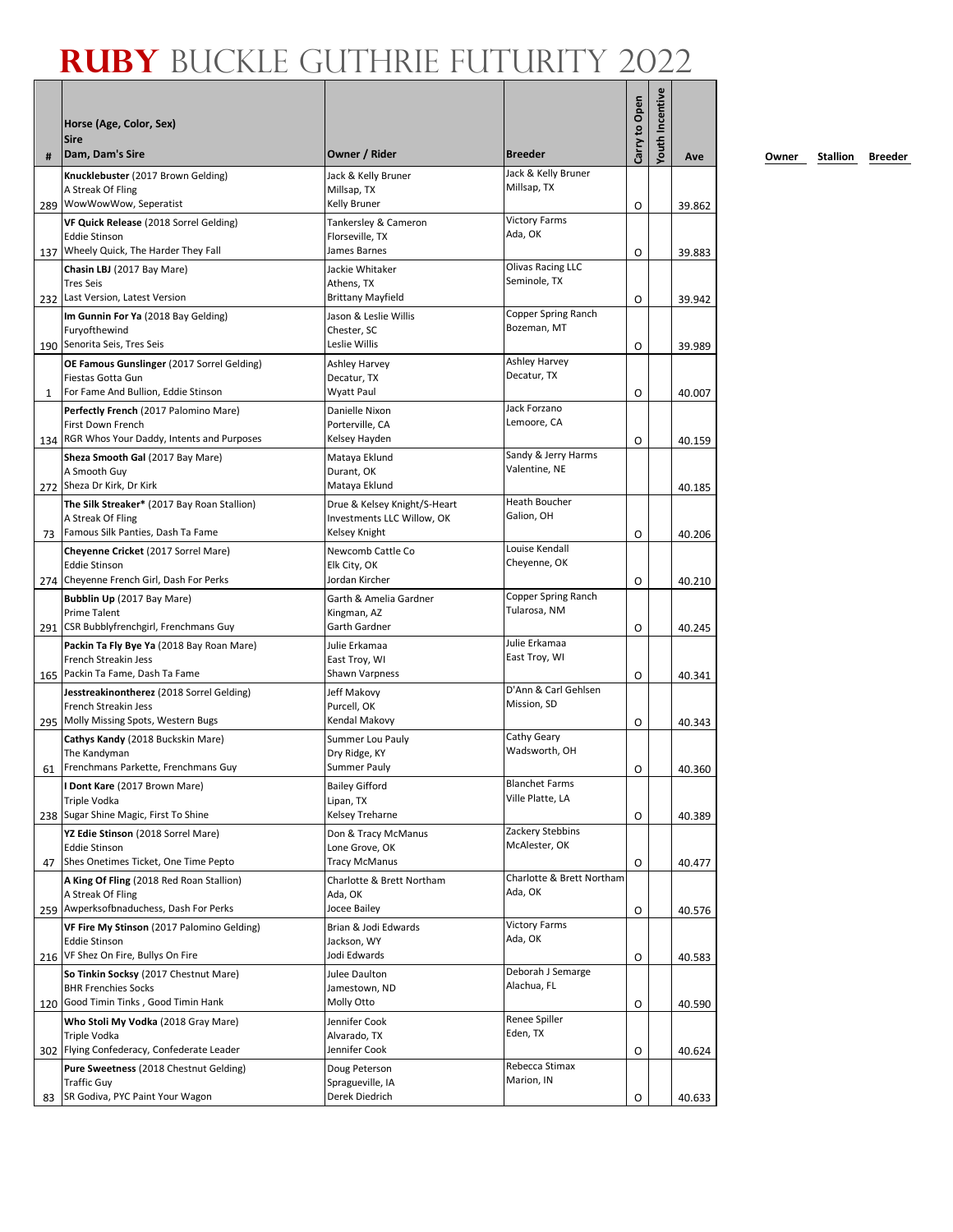# RUBY BUCKLE GUTHRIE FUTURITY 2022

| # | Horse (Age, Color, Sex)<br>Sire<br>Dam, Dam's Sire | Owner / Rider | Breeder | Carry to Open | Youth Incentive | Ave | Owner | Stallion | Breeder |
|---|---|---|---|---|---|---|---|---|---|
| 289 | **Knucklebuster** (2017 Brown Gelding)<br>A Streak Of Fling<br>WowWowWow, Seperatist | Jack & Kelly Bruner<br>Millsap, TX<br>Kelly Bruner | Jack & Kelly Bruner<br>Millsap, TX | O | | 39.862 | | | |
| 137 | **VF Quick Release** (2018 Sorrel Gelding)<br>Eddie Stinson<br>Wheely Quick, The Harder They Fall | Tankersley & Cameron<br>Florseville, TX<br>James Barnes | Victory Farms<br>Ada, OK | O | | 39.883 | | | |
| 232 | **Chasin LBJ** (2017 Bay Mare)<br>Tres Seis<br>Last Version, Latest Version | Jackie Whitaker<br>Athens, TX<br>Brittany Mayfield | Olivas Racing LLC<br>Seminole, TX | O | | 39.942 | | | |
| 190 | **Im Gunnin For Ya** (2018 Bay Gelding)<br>Furyofthewind<br>Senorita Seis, Tres Seis | Jason & Leslie Willis<br>Chester, SC<br>Leslie Willis | Copper Spring Ranch<br>Bozeman, MT | O | | 39.989 | | | |
| 1 | **OE Famous Gunslinger** (2017 Sorrel Gelding)<br>Fiestas Gotta Gun<br>For Fame And Bullion, Eddie Stinson | Ashley Harvey<br>Decatur, TX<br>Wyatt Paul | Ashley Harvey<br>Decatur, TX | O | | 40.007 | | | |
| 134 | **Perfectly French** (2017 Palomino Mare)<br>First Down French<br>RGR Whos Your Daddy, Intents and Purposes | Danielle Nixon<br>Porterville, CA<br>Kelsey Hayden | Jack Forzano<br>Lemoore, CA | O | | 40.159 | | | |
| 272 | **Sheza Smooth Gal** (2017 Bay Mare)<br>A Smooth Guy<br>Sheza Dr Kirk, Dr Kirk | Mataya Eklund<br>Durant, OK<br>Mataya Eklund | Sandy & Jerry Harms<br>Valentine, NE | | | 40.185 | | | |
| 73 | **The Silk Streaker*** (2017 Bay Roan Stallion)<br>A Streak Of Fling<br>Famous Silk Panties, Dash Ta Fame | Drue & Kelsey Knight/S-Heart Investments LLC Willow, OK<br>Kelsey Knight | Heath Boucher<br>Galion, OH | O | | 40.206 | | | |
| 274 | **Cheyenne Cricket** (2017 Sorrel Mare)<br>Eddie Stinson<br>Cheyenne French Girl, Dash For Perks | Newcomb Cattle Co<br>Elk City, OK<br>Jordan Kircher | Louise Kendall<br>Cheyenne, OK | O | | 40.210 | | | |
| 291 | **Bubblin Up** (2017 Bay Mare)<br>Prime Talent<br>CSR Bubblyfrenchgirl, Frenchmans Guy | Garth & Amelia Gardner<br>Kingman, AZ<br>Garth Gardner | Copper Spring Ranch<br>Tularosa, NM | O | | 40.245 | | | |
| 165 | **Packin Ta Fly Bye Ya** (2018 Bay Roan Mare)<br>French Streakin Jess<br>Packin Ta Fame, Dash Ta Fame | Julie Erkamaa<br>East Troy, WI<br>Shawn Varpness | Julie Erkamaa<br>East Troy, WI | O | | 40.341 | | | |
| 295 | **Jesstreakinontherez** (2018 Sorrel Gelding)<br>French Streakin Jess<br>Molly Missing Spots, Western Bugs | Jeff Makovy<br>Purcell, OK<br>Kendal Makovy | D'Ann & Carl Gehlsen<br>Mission, SD | O | | 40.343 | | | |
| 61 | **Cathys Kandy** (2018 Buckskin Mare)<br>The Kandyman<br>Frenchmans Parkette, Frenchmans Guy | Summer Lou Pauly<br>Dry Ridge, KY<br>Summer Pauly | Cathy Geary<br>Wadsworth, OH | O | | 40.360 | | | |
| 238 | **I Dont Kare** (2017 Brown Mare)<br>Triple Vodka<br>Sugar Shine Magic, First To Shine | Bailey Gifford<br>Lipan, TX<br>Kelsey Treharne | Blanchet Farms<br>Ville Platte, LA | O | | 40.389 | | | |
| 47 | **YZ Edie Stinson** (2018 Sorrel Mare)<br>Eddie Stinson<br>Shes Onetimes Ticket, One Time Pepto | Don & Tracy McManus<br>Lone Grove, OK<br>Tracy McManus | Zackery Stebbins<br>McAlester, OK | O | | 40.477 | | | |
| 259 | **A King Of Fling** (2018 Red Roan Stallion)<br>A Streak Of Fling<br>Awperksofbnaduchess, Dash For Perks | Charlotte & Brett Northam<br>Ada, OK<br>Jocee Bailey | Charlotte & Brett Northam<br>Ada, OK | O | | 40.576 | | | |
| 216 | **VF Fire My Stinson** (2017 Palomino Gelding)<br>Eddie Stinson<br>VF Shez On Fire, Bullys On Fire | Brian & Jodi Edwards<br>Jackson, WY<br>Jodi Edwards | Victory Farms<br>Ada, OK | O | | 40.583 | | | |
| 120 | **So Tinkin Socksy** (2017 Chestnut Mare)<br>BHR Frenchies Socks<br>Good Timin Tinks , Good Timin Hank | Julee Daulton<br>Jamestown, ND<br>Molly Otto | Deborah J Semarge<br>Alachua, FL | O | | 40.590 | | | |
| 302 | **Who Stoli My Vodka** (2018 Gray Mare)<br>Triple Vodka<br>Flying Confederacy, Confederate Leader | Jennifer Cook<br>Alvarado, TX<br>Jennifer Cook | Renee Spiller<br>Eden, TX | O | | 40.624 | | | |
| 83 | **Pure Sweetness** (2018 Chestnut Gelding)<br>Traffic Guy<br>SR Godiva, PYC Paint Your Wagon | Doug Peterson<br>Spragueville, IA<br>Derek Diedrich | Rebecca Stimax<br>Marion, IN | O | | 40.633 | | | |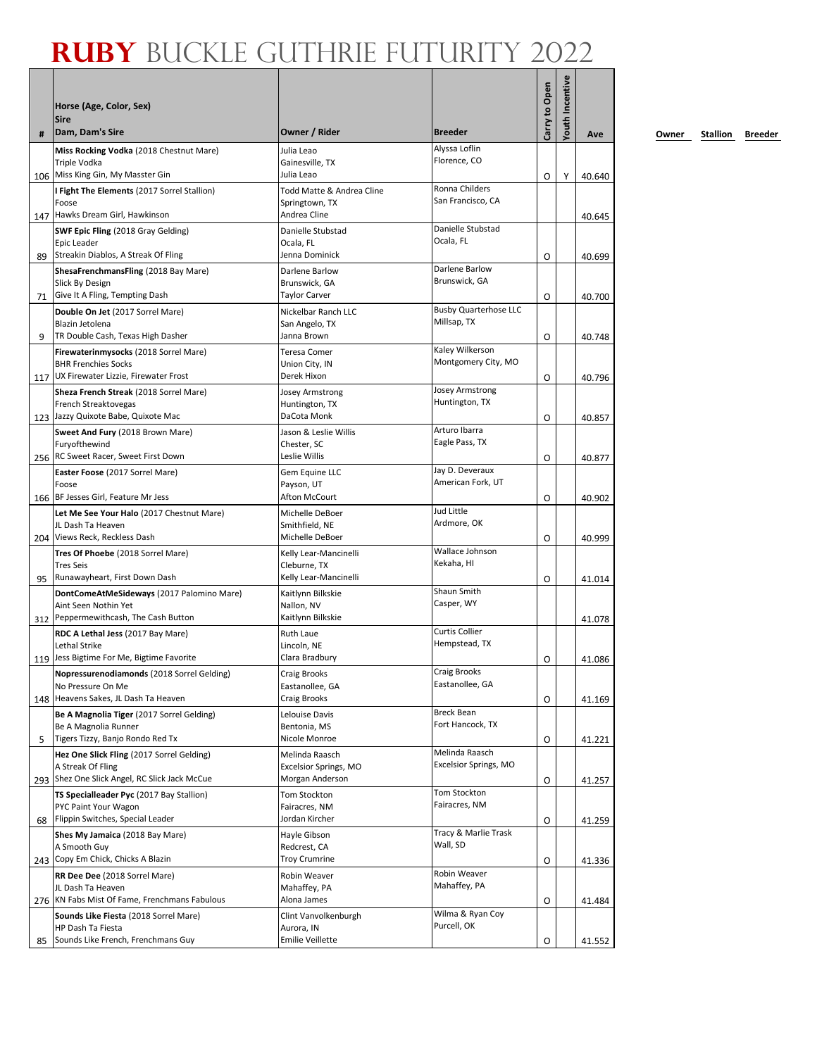# RUBY BUCKLE GUTHRIE FUTURITY 2022

| # | Horse (Age, Color, Sex)<br>Sire<br>Dam, Dam's Sire | Owner / Rider | Breeder | Carry to Open | Youth Incentive | Ave | Owner | Stallion | Breeder |
|---|---|---|---|---|---|---|---|---|---|
| 106 | **Miss Rocking Vodka** (2018 Chestnut Mare)<br>Triple Vodka<br>Miss King Gin, My Masster Gin | Julia Leao<br>Gainesville, TX<br>Julia Leao | Alyssa Loflin<br>Florence, CO | O | Y | 40.640 | | | |
| 147 | **I Fight The Elements** (2017 Sorrel Stallion)<br>Foose<br>Hawks Dream Girl, Hawkinson | Todd Matte & Andrea Cline<br>Springtown, TX<br>Andrea Cline | Ronna Childers<br>San Francisco, CA | | | 40.645 | | | |
| 89 | **SWF Epic Fling** (2018 Gray Gelding)<br>Epic Leader<br>Streakin Diablos, A Streak Of Fling | Danielle Stubstad<br>Ocala, FL<br>Jenna Dominick | Danielle Stubstad<br>Ocala, FL | O | | 40.699 | | | |
| 71 | **ShesaFrenchmansFling** (2018 Bay Mare)<br>Slick By Design<br>Give It A Fling, Tempting Dash | Darlene Barlow<br>Brunswick, GA<br>Taylor Carver | Darlene Barlow<br>Brunswick, GA | O | | 40.700 | | | |
| 9 | **Double On Jet** (2017 Sorrel Mare)<br>Blazin Jetolena<br>TR Double Cash, Texas High Dasher | Nickelbar Ranch LLC<br>San Angelo, TX<br>Janna Brown | Busby Quarterhose LLC<br>Millsap, TX | O | | 40.748 | | | |
| 117 | **Firewaterinmysocks** (2018 Sorrel Mare)<br>BHR Frenchies Socks<br>UX Firewater Lizzie, Firewater Frost | Teresa Comer<br>Union City, IN<br>Derek Hixon | Kaley Wilkerson<br>Montgomery City, MO | O | | 40.796 | | | |
| 123 | **Sheza French Streak** (2018 Sorrel Mare)<br>French Streaktovegas<br>Jazzy Quixote Babe, Quixote Mac | Josey Armstrong<br>Huntington, TX<br>DaCota Monk | Josey Armstrong<br>Huntington, TX | O | | 40.857 | | | |
| 256 | **Sweet And Fury** (2018 Brown Mare)<br>Furyofthewind<br>RC Sweet Racer, Sweet First Down | Jason & Leslie Willis<br>Chester, SC<br>Leslie Willis | Arturo Ibarra<br>Eagle Pass, TX | O | | 40.877 | | | |
| 166 | **Easter Foose** (2017 Sorrel Mare)<br>Foose<br>BF Jesses Girl, Feature Mr Jess | Gem Equine LLC<br>Payson, UT<br>Afton McCourt | Jay D. Deveraux<br>American Fork, UT | O | | 40.902 | | | |
| 204 | **Let Me See Your Halo** (2017 Chestnut Mare)<br>JL Dash Ta Heaven<br>Views Reck, Reckless Dash | Michelle DeBoer<br>Smithfield, NE<br>Michelle DeBoer | Jud Little<br>Ardmore, OK | O | | 40.999 | | | |
| 95 | **Tres Of Phoebe** (2018 Sorrel Mare)<br>Tres Seis<br>Runawayheart, First Down Dash | Kelly Lear-Mancinelli<br>Cleburne, TX<br>Kelly Lear-Mancinelli | Wallace Johnson<br>Kekaha, HI | O | | 41.014 | | | |
| 312 | **DontComeAtMeSideways** (2017 Palomino Mare)<br>Aint Seen Nothin Yet<br>Peppermewithcash, The Cash Button | Kaitlynn Bilkskie<br>Nallon, NV<br>Kaitlynn Bilkskie | Shaun Smith<br>Casper, WY | | | 41.078 | | | |
| 119 | **RDC A Lethal Jess** (2017 Bay Mare)<br>Lethal Strike<br>Jess Bigtime For Me, Bigtime Favorite | Ruth Laue<br>Lincoln, NE<br>Clara Bradbury | Curtis Collier<br>Hempstead, TX | O | | 41.086 | | | |
| 148 | **Nopressurenodiamonds** (2018 Sorrel Gelding)<br>No Pressure On Me<br>Heavens Sakes, JL Dash Ta Heaven | Craig Brooks<br>Eastanollee, GA<br>Craig Brooks | Craig Brooks<br>Eastanollee, GA | O | | 41.169 | | | |
| 5 | **Be A Magnolia Tiger** (2017 Sorrel Gelding)<br>Be A Magnolia Runner<br>Tigers Tizzy, Banjo Rondo Red Tx | Lelouise Davis<br>Bentonia, MS<br>Nicole Monroe | Breck Bean<br>Fort Hancock, TX | O | | 41.221 | | | |
| 293 | **Hez One Slick Fling** (2017 Sorrel Gelding)<br>A Streak Of Fling<br>Shez One Slick Angel, RC Slick Jack McCue | Melinda Raasch<br>Excelsior Springs, MO<br>Morgan Anderson | Melinda Raasch<br>Excelsior Springs, MO | O | | 41.257 | | | |
| 68 | **TS Specialleader Pyc** (2017 Bay Stallion)<br>PYC Paint Your Wagon<br>Flippin Switches, Special Leader | Tom Stockton<br>Fairacres, NM<br>Jordan Kircher | Tom Stockton<br>Fairacres, NM | O | | 41.259 | | | |
| 243 | **Shes My Jamaica** (2018 Bay Mare)<br>A Smooth Guy<br>Copy Em Chick, Chicks A Blazin | Hayle Gibson<br>Redcrest, CA<br>Troy Crumrine | Tracy & Marlie Trask<br>Wall, SD | O | | 41.336 | | | |
| 276 | **RR Dee Dee** (2018 Sorrel Mare)<br>JL Dash Ta Heaven<br>KN Fabs Mist Of Fame, Frenchmans Fabulous | Robin Weaver<br>Mahaffey, PA<br>Alona James | Robin Weaver<br>Mahaffey, PA | O | | 41.484 | | | |
| 85 | **Sounds Like Fiesta** (2018 Sorrel Mare)<br>HP Dash Ta Fiesta<br>Sounds Like French, Frenchmans Guy | Clint Vanvolkenburgh<br>Aurora, IN<br>Emilie Veillette | Wilma & Ryan Coy<br>Purcell, OK | O | | 41.552 | | | |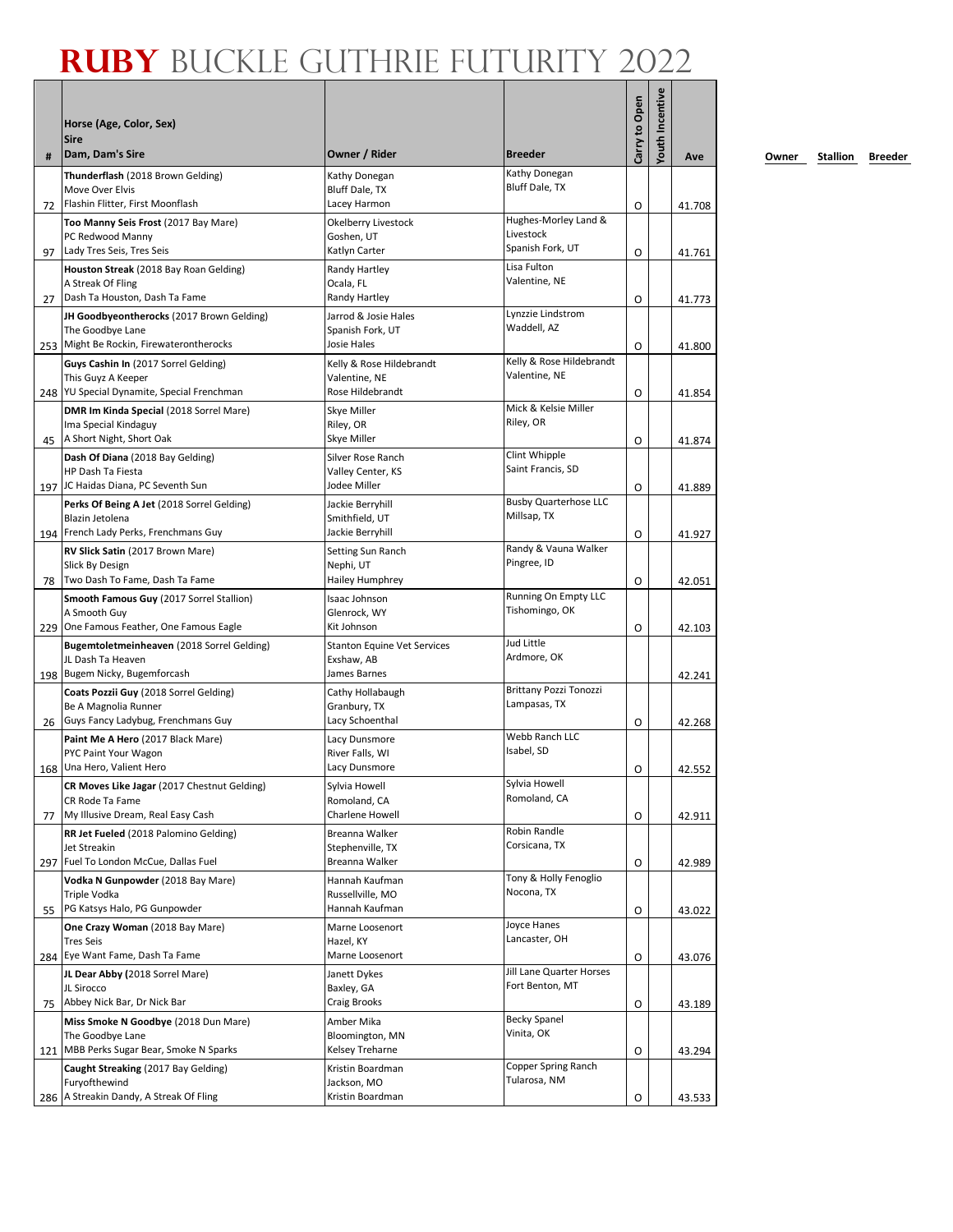# RUBY BUCKLE GUTHRIE FUTURITY 2022

| # | Horse (Age, Color, Sex)<br>Sire<br>Dam, Dam's Sire | Owner / Rider | Breeder | Carry to Open | Youth Incentive | Ave | Owner | Stallion | Breeder |
|---|---|---|---|---|---|---|---|---|---|
| 72 | **Thunderflash** (2018 Brown Gelding)<br>Move Over Elvis<br>Flashin Flitter, First Moonflash | Kathy Donegan<br>Bluff Dale, TX<br>Lacey Harmon | Kathy Donegan<br>Bluff Dale, TX | O | | 41.708 | | | |
| 97 | **Too Manny Seis Frost** (2017 Bay Mare)<br>PC Redwood Manny<br>Lady Tres Seis, Tres Seis | Okelberry Livestock<br>Goshen, UT<br>Katlyn Carter | Hughes-Morley Land & Livestock<br>Spanish Fork, UT | O | | 41.761 | | | |
| 27 | **Houston Streak** (2018 Bay Roan Gelding)<br>A Streak Of Fling<br>Dash Ta Houston, Dash Ta Fame | Randy Hartley<br>Ocala, FL<br>Randy Hartley | Lisa Fulton<br>Valentine, NE | O | | 41.773 | | | |
| 253 | **JH Goodbyeontherocks** (2017 Brown Gelding)<br>The Goodbye Lane<br>Might Be Rockin, Firewaterontherocks | Jarrod & Josie Hales<br>Spanish Fork, UT<br>Josie Hales | Lynzzie Lindstrom<br>Waddell, AZ | O | | 41.800 | | | |
| 248 | **Guys Cashin In** (2017 Sorrel Gelding)<br>This Guyz A Keeper<br>YU Special Dynamite, Special Frenchman | Kelly & Rose Hildebrandt<br>Valentine, NE<br>Rose Hildebrandt | Kelly & Rose Hildebrandt<br>Valentine, NE | O | | 41.854 | | | |
| 45 | **DMR Im Kinda Special** (2018 Sorrel Mare)<br>Ima Special Kindaguy<br>A Short Night, Short Oak | Skye Miller<br>Riley, OR<br>Skye Miller | Mick & Kelsie Miller<br>Riley, OR | O | | 41.874 | | | |
| 197 | **Dash Of Diana** (2018 Bay Gelding)<br>HP Dash Ta Fiesta<br>JC Haidas Diana, PC Seventh Sun | Silver Rose Ranch<br>Valley Center, KS<br>Jodee Miller | Clint Whipple<br>Saint Francis, SD | O | | 41.889 | | | |
| 194 | **Perks Of Being A Jet** (2018 Sorrel Gelding)<br>Blazin Jetolena<br>French Lady Perks, Frenchmans Guy | Jackie Berryhill<br>Smithfield, UT<br>Jackie Berryhill | Busby Quarterhose LLC<br>Millsap, TX | O | | 41.927 | | | |
| 78 | **RV Slick Satin** (2017 Brown Mare)<br>Slick By Design<br>Two Dash To Fame, Dash Ta Fame | Setting Sun Ranch<br>Nephi, UT<br>Hailey Humphrey | Randy & Vauna Walker<br>Pingree, ID | O | | 42.051 | | | |
| 229 | **Smooth Famous Guy** (2017 Sorrel Stallion)<br>A Smooth Guy<br>One Famous Feather, One Famous Eagle | Isaac Johnson<br>Glenrock, WY<br>Kit Johnson | Running On Empty LLC<br>Tishomingo, OK | O | | 42.103 | | | |
| 198 | **Bugemtoletmeinheaven** (2018 Sorrel Gelding)<br>JL Dash Ta Heaven<br>Bugem Nicky, Bugemforcash | Stanton Equine Vet Services<br>Exshaw, AB<br>James Barnes | Jud Little<br>Ardmore, OK | | | 42.241 | | | |
| 26 | **Coats Pozzii Guy** (2018 Sorrel Gelding)<br>Be A Magnolia Runner<br>Guys Fancy Ladybug, Frenchmans Guy | Cathy Hollabaugh<br>Granbury, TX<br>Lacy Schoenthal | Brittany Pozzi Tonozzi<br>Lampasas, TX | O | | 42.268 | | | |
| 168 | **Paint Me A Hero** (2017 Black Mare)<br>PYC Paint Your Wagon<br>Una Hero, Valient Hero | Lacy Dunsmore<br>River Falls, WI<br>Lacy Dunsmore | Webb Ranch LLC<br>Isabel, SD | O | | 42.552 | | | |
| 77 | **CR Moves Like Jagar** (2017 Chestnut Gelding)<br>CR Rode Ta Fame<br>My Illusive Dream, Real Easy Cash | Sylvia Howell<br>Romoland, CA<br>Charlene Howell | Sylvia Howell<br>Romoland, CA | O | | 42.911 | | | |
| 297 | **RR Jet Fueled** (2018 Palomino Gelding)<br>Jet Streakin<br>Fuel To London McCue, Dallas Fuel | Breanna Walker<br>Stephenville, TX<br>Breanna Walker | Robin Randle<br>Corsicana, TX | O | | 42.989 | | | |
| 55 | **Vodka N Gunpowder** (2018 Bay Mare)<br>Triple Vodka<br>PG Katsys Halo, PG Gunpowder | Hannah Kaufman<br>Russellville, MO<br>Hannah Kaufman | Tony & Holly Fenoglio<br>Nocona, TX | O | | 43.022 | | | |
| 284 | **One Crazy Woman** (2018 Bay Mare)<br>Tres Seis<br>Eye Want Fame, Dash Ta Fame | Marne Loosenort<br>Hazel, KY<br>Marne Loosenort | Joyce Hanes<br>Lancaster, OH | O | | 43.076 | | | |
| 75 | **JL Dear Abby** (2018 Sorrel Mare)<br>JL Sirocco<br>Abbey Nick Bar, Dr Nick Bar | Janett Dykes<br>Baxley, GA<br>Craig Brooks | Jill Lane Quarter Horses<br>Fort Benton, MT | O | | 43.189 | | | |
| 121 | **Miss Smoke N Goodbye** (2018 Dun Mare)<br>The Goodbye Lane<br>MBB Perks Sugar Bear, Smoke N Sparks | Amber Mika<br>Bloomington, MN<br>Kelsey Treharne | Becky Spanel<br>Vinita, OK | O | | 43.294 | | | |
| 286 | **Caught Streaking** (2017 Bay Gelding)<br>Furyofthewind<br>A Streakin Dandy, A Streak Of Fling | Kristin Boardman<br>Jackson, MO<br>Kristin Boardman | Copper Spring Ranch<br>Tularosa, NM | O | | 43.533 | | | |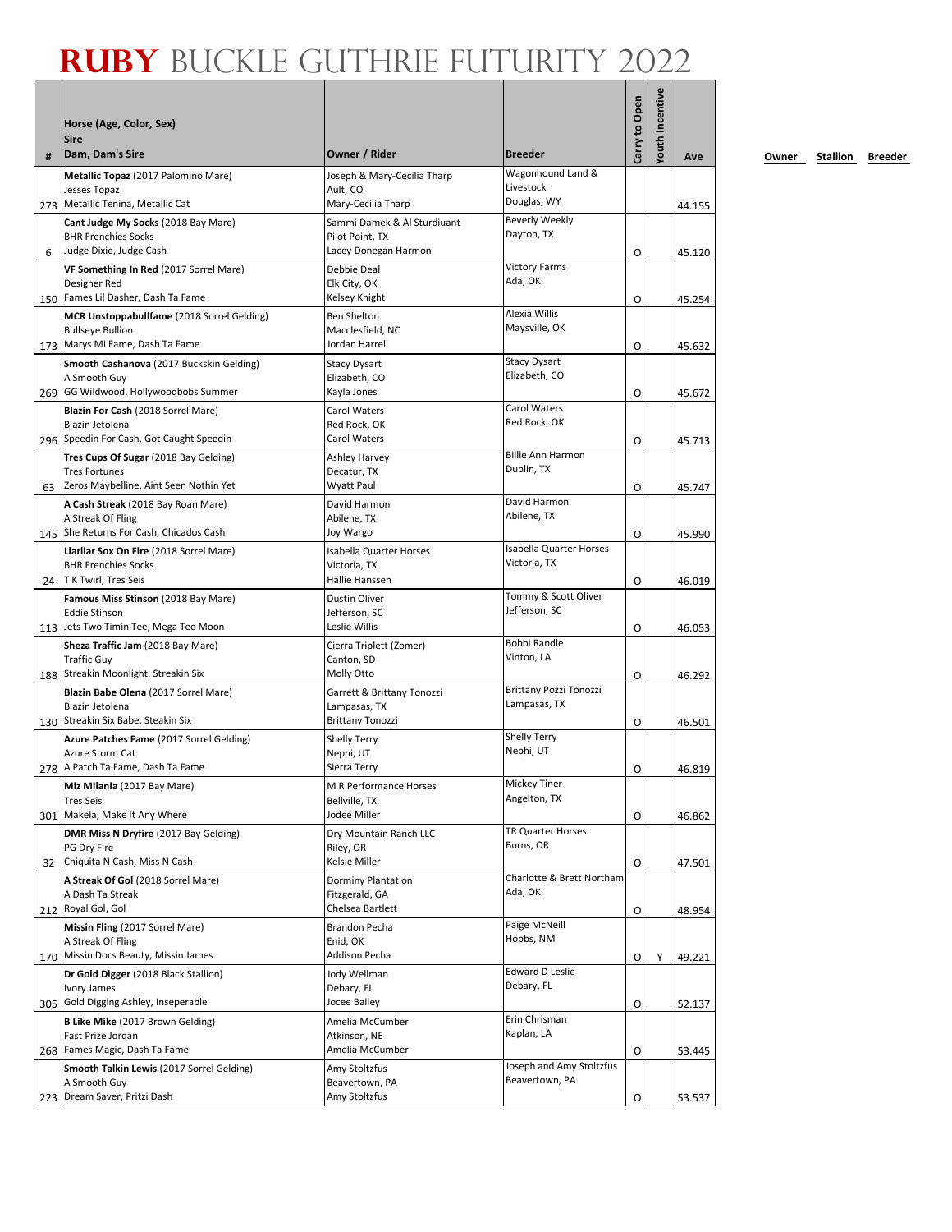# RUBY BUCKLE GUTHRIE FUTURITY 2022

| # | Horse (Age, Color, Sex)<br>Sire<br>Dam, Dam's Sire | Owner / Rider | Breeder | Carry to Open | Youth Incentive | Ave | Owner | Stallion | Breeder |
|---|---|---|---|---|---|---|---|---|---|
| 273 | **Metallic Topaz** (2017 Palomino Mare)<br>Jesses Topaz<br>Metallic Tenina, Metallic Cat | Joseph & Mary-Cecilia Tharp<br>Ault, CO<br>Mary-Cecilia Tharp | Wagonhound Land & Livestock<br>Douglas, WY | | | 44.155 | | | |
| 6 | **Cant Judge My Socks** (2018 Bay Mare)<br>BHR Frenchies Socks<br>Judge Dixie, Judge Cash | Sammi Damek & Al Sturdiuant<br>Pilot Point, TX<br>Lacey Donegan Harmon | Beverly Weekly<br>Dayton, TX | O | | 45.120 | | | |
| 150 | **VF Something In Red** (2017 Sorrel Mare)<br>Designer Red<br>Fames Lil Dasher, Dash Ta Fame | Debbie Deal<br>Elk City, OK<br>Kelsey Knight | Victory Farms<br>Ada, OK | O | | 45.254 | | | |
| 173 | **MCR Unstoppabullfame** (2018 Sorrel Gelding)<br>Bullseye Bullion<br>Marys Mi Fame, Dash Ta Fame | Ben Shelton<br>Macclesfield, NC<br>Jordan Harrell | Alexia Willis<br>Maysville, OK | O | | 45.632 | | | |
| 269 | **Smooth Cashanova** (2017 Buckskin Gelding)<br>A Smooth Guy<br>GG Wildwood, Hollywoodbobs Summer | Stacy Dysart<br>Elizabeth, CO<br>Kayla Jones | Stacy Dysart<br>Elizabeth, CO | O | | 45.672 | | | |
| 296 | **Blazin For Cash** (2018 Sorrel Mare)<br>Blazin Jetolena<br>Speedin For Cash, Got Caught Speedin | Carol Waters<br>Red Rock, OK<br>Carol Waters | Carol Waters<br>Red Rock, OK | O | | 45.713 | | | |
| 63 | **Tres Cups Of Sugar** (2018 Bay Gelding)<br>Tres Fortunes<br>Zeros Maybelline, Aint Seen Nothin Yet | Ashley Harvey<br>Decatur, TX<br>Wyatt Paul | Billie Ann Harmon<br>Dublin, TX | O | | 45.747 | | | |
| 145 | **A Cash Streak** (2018 Bay Roan Mare)<br>A Streak Of Fling<br>She Returns For Cash, Chicados Cash | David Harmon<br>Abilene, TX<br>Joy Wargo | David Harmon<br>Abilene, TX | O | | 45.990 | | | |
| 24 | **Liarliar Sox On Fire** (2018 Sorrel Mare)<br>BHR Frenchies Socks<br>T K Twirl, Tres Seis | Isabella Quarter Horses<br>Victoria, TX<br>Hallie Hanssen | Isabella Quarter Horses<br>Victoria, TX | O | | 46.019 | | | |
| 113 | **Famous Miss Stinson** (2018 Bay Mare)<br>Eddie Stinson<br>Jets Two Timin Tee, Mega Tee Moon | Dustin Oliver<br>Jefferson, SC<br>Leslie Willis | Tommy & Scott Oliver<br>Jefferson, SC | O | | 46.053 | | | |
| 188 | **Sheza Traffic Jam** (2018 Bay Mare)<br>Traffic Guy<br>Streakin Moonlight, Streakin Six | Cierra Triplett (Zomer)<br>Canton, SD<br>Molly Otto | Bobbi Randle<br>Vinton, LA | O | | 46.292 | | | |
| 130 | **Blazin Babe Olena** (2017 Sorrel Mare)<br>Blazin Jetolena<br>Streakin Six Babe, Steakin Six | Garrett & Brittany Tonozzi<br>Lampasas, TX<br>Brittany Tonozzi | Brittany Pozzi Tonozzi<br>Lampasas, TX | O | | 46.501 | | | |
| 278 | **Azure Patches Fame** (2017 Sorrel Gelding)<br>Azure Storm Cat<br>A Patch Ta Fame, Dash Ta Fame | Shelly Terry<br>Nephi, UT<br>Sierra Terry | Shelly Terry<br>Nephi, UT | O | | 46.819 | | | |
| 301 | **Miz Milania** (2017 Bay Mare)<br>Tres Seis<br>Makela, Make It Any Where | M R Performance Horses<br>Bellville, TX<br>Jodee Miller | Mickey Tiner<br>Angelton, TX | O | | 46.862 | | | |
| 32 | **DMR Miss N Dryfire** (2017 Bay Gelding)<br>PG Dry Fire<br>Chiquita N Cash, Miss N Cash | Dry Mountain Ranch LLC<br>Riley, OR<br>Kelsie Miller | TR Quarter Horses<br>Burns, OR | O | | 47.501 | | | |
| 212 | **A Streak Of Gol** (2018 Sorrel Mare)<br>A Dash Ta Streak<br>Royal Gol, Gol | Dorminy Plantation<br>Fitzgerald, GA<br>Chelsea Bartlett | Charlotte & Brett Northam<br>Ada, OK | O | | 48.954 | | | |
| 170 | **Missin Fling** (2017 Sorrel Mare)<br>A Streak Of Fling<br>Missin Docs Beauty, Missin James | Brandon Pecha<br>Enid, OK<br>Addison Pecha | Paige McNeill<br>Hobbs, NM | O | Y | 49.221 | | | |
| 305 | **Dr Gold Digger** (2018 Black Stallion)<br>Ivory James<br>Gold Digging Ashley, Inseperable | Jody Wellman<br>Debary, FL<br>Jocee Bailey | Edward D Leslie<br>Debary, FL | O | | 52.137 | | | |
| 268 | **B Like Mike** (2017 Brown Gelding)<br>Fast Prize Jordan<br>Fames Magic, Dash Ta Fame | Amelia McCumber<br>Atkinson, NE<br>Amelia McCumber | Erin Chrisman<br>Kaplan, LA | O | | 53.445 | | | |
| 223 | **Smooth Talkin Lewis** (2017 Sorrel Gelding)<br>A Smooth Guy<br>Dream Saver, Pritzi Dash | Amy Stoltzfus<br>Beavertown, PA<br>Amy Stoltzfus | Joseph and Amy Stoltzfus<br>Beavertown, PA | O | | 53.537 | | | |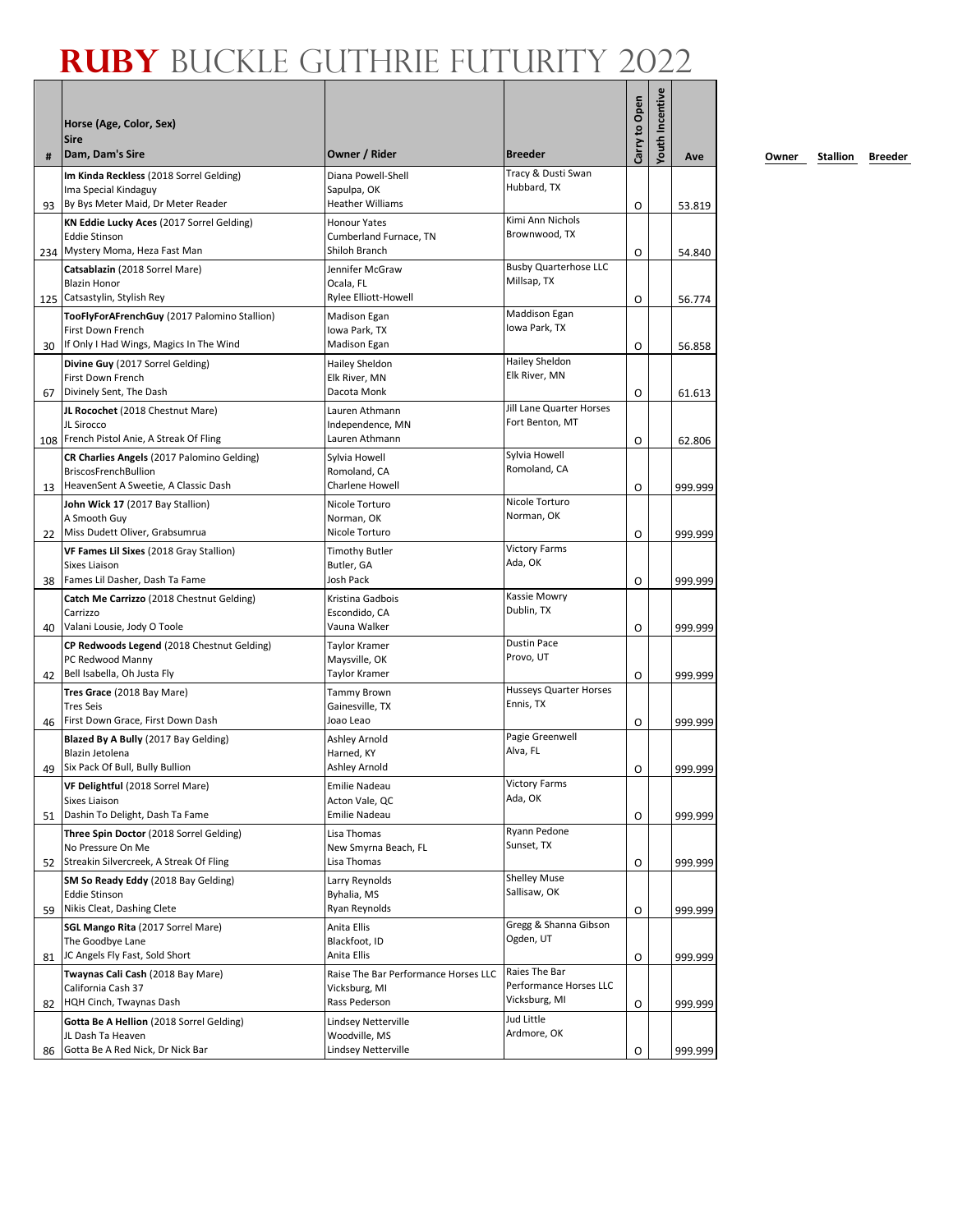# RUBY BUCKLE GUTHRIE FUTURITY 2022

| # | Horse (Age, Color, Sex)<br>Sire<br>Dam, Dam's Sire | Owner / Rider | Breeder | Carry to Open | Youth Incentive | Ave | Owner | Stallion | Breeder |
|---|---|---|---|---|---|---|---|---|---|
| 93 | **Im Kinda Reckless** (2018 Sorrel Gelding)<br>Ima Special Kindaguy<br>By Bys Meter Maid, Dr Meter Reader | Diana Powell-Shell<br>Sapulpa, OK<br>Heather Williams | Tracy & Dusti Swan<br>Hubbard, TX | O | | 53.819 | | | |
| 234 | **KN Eddie Lucky Aces** (2017 Sorrel Gelding)<br>Eddie Stinson<br>Mystery Moma, Heza Fast Man | Honour Yates<br>Cumberland Furnace, TN<br>Shiloh Branch | Kimi Ann Nichols<br>Brownwood, TX | O | | 54.840 | | | |
| 125 | **Catsablazin** (2018 Sorrel Mare)<br>Blazin Honor<br>Catsastylin, Stylish Rey | Jennifer McGraw<br>Ocala, FL<br>Rylee Elliott-Howell | Busby Quarterhose LLC<br>Millsap, TX | O | | 56.774 | | | |
| 30 | **TooFlyForAFrenchGuy** (2017 Palomino Stallion)<br>First Down French<br>If Only I Had Wings, Magics In The Wind | Madison Egan<br>Iowa Park, TX<br>Madison Egan | Maddison Egan<br>Iowa Park, TX | O | | 56.858 | | | |
| 67 | **Divine Guy** (2017 Sorrel Gelding)<br>First Down French<br>Divinely Sent, The Dash | Hailey Sheldon<br>Elk River, MN<br>Dacota Monk | Hailey Sheldon<br>Elk River, MN | O | | 61.613 | | | |
| 108 | **JL Rocochet** (2018 Chestnut Mare)<br>JL Sirocco<br>French Pistol Anie, A Streak Of Fling | Lauren Athmann<br>Independence, MN<br>Lauren Athmann | Jill Lane Quarter Horses<br>Fort Benton, MT | O | | 62.806 | | | |
| 13 | **CR Charlies Angels** (2017 Palomino Gelding)<br>BriscosFrenchBullion<br>HeavenSent A Sweetie, A Classic Dash | Sylvia Howell<br>Romoland, CA<br>Charlene Howell | Sylvia Howell<br>Romoland, CA | O | | 999.999 | | | |
| 22 | **John Wick 17** (2017 Bay Stallion)<br>A Smooth Guy<br>Miss Dudett Oliver, Grabsumrua | Nicole Torturo<br>Norman, OK<br>Nicole Torturo | Nicole Torturo<br>Norman, OK | O | | 999.999 | | | |
| 38 | **VF Fames Lil Sixes** (2018 Gray Stallion)<br>Sixes Liaison<br>Fames Lil Dasher, Dash Ta Fame | Timothy Butler<br>Butler, GA<br>Josh Pack | Victory Farms<br>Ada, OK | O | | 999.999 | | | |
| 40 | **Catch Me Carrizzo** (2018 Chestnut Gelding)<br>Carrizzo<br>Valani Lousie, Jody O Toole | Kristina Gadbois<br>Escondido, CA<br>Vauna Walker | Kassie Mowry<br>Dublin, TX | O | | 999.999 | | | |
| 42 | **CP Redwoods Legend** (2018 Chestnut Gelding)<br>PC Redwood Manny<br>Bell Isabella, Oh Justa Fly | Taylor Kramer<br>Maysville, OK<br>Taylor Kramer | Dustin Pace<br>Provo, UT | O | | 999.999 | | | |
| 46 | **Tres Grace** (2018 Bay Mare)<br>Tres Seis<br>First Down Grace, First Down Dash | Tammy Brown<br>Gainesville, TX<br>Joao Leao | Husseys Quarter Horses<br>Ennis, TX | O | | 999.999 | | | |
| 49 | **Blazed By A Bully** (2017 Bay Gelding)<br>Blazin Jetolena<br>Six Pack Of Bull, Bully Bullion | Ashley Arnold<br>Harned, KY<br>Ashley Arnold | Pagie Greenwell<br>Alva, FL | O | | 999.999 | | | |
| 51 | **VF Delightful** (2018 Sorrel Mare)<br>Sixes Liaison<br>Dashin To Delight, Dash Ta Fame | Emilie Nadeau<br>Acton Vale, QC<br>Emilie Nadeau | Victory Farms<br>Ada, OK | O | | 999.999 | | | |
| 52 | **Three Spin Doctor** (2018 Sorrel Gelding)<br>No Pressure On Me<br>Streakin Silvercreek, A Streak Of Fling | Lisa Thomas<br>New Smyrna Beach, FL<br>Lisa Thomas | Ryann Pedone<br>Sunset, TX | O | | 999.999 | | | |
| 59 | **SM So Ready Eddy** (2018 Bay Gelding)<br>Eddie Stinson<br>Nikis Cleat, Dashing Clete | Larry Reynolds<br>Byhalia, MS<br>Ryan Reynolds | Shelley Muse<br>Sallisaw, OK | O | | 999.999 | | | |
| 81 | **SGL Mango Rita** (2017 Sorrel Mare)<br>The Goodbye Lane<br>JC Angels Fly Fast, Sold Short | Anita Ellis<br>Blackfoot, ID<br>Anita Ellis | Gregg & Shanna Gibson<br>Ogden, UT | O | | 999.999 | | | |
| 82 | **Twaynas Cali Cash** (2018 Bay Mare)<br>California Cash 37<br>HQH Cinch, Twaynas Dash | Raise The Bar Performance Horses LLC<br>Vicksburg, MI<br>Rass Pederson | Raies The Bar Performance Horses LLC<br>Vicksburg, MI | O | | 999.999 | | | |
| 86 | **Gotta Be A Hellion** (2018 Sorrel Gelding)<br>JL Dash Ta Heaven<br>Gotta Be A Red Nick, Dr Nick Bar | Lindsey Netterville<br>Woodville, MS<br>Lindsey Netterville | Jud Little<br>Ardmore, OK | O | | 999.999 | | | |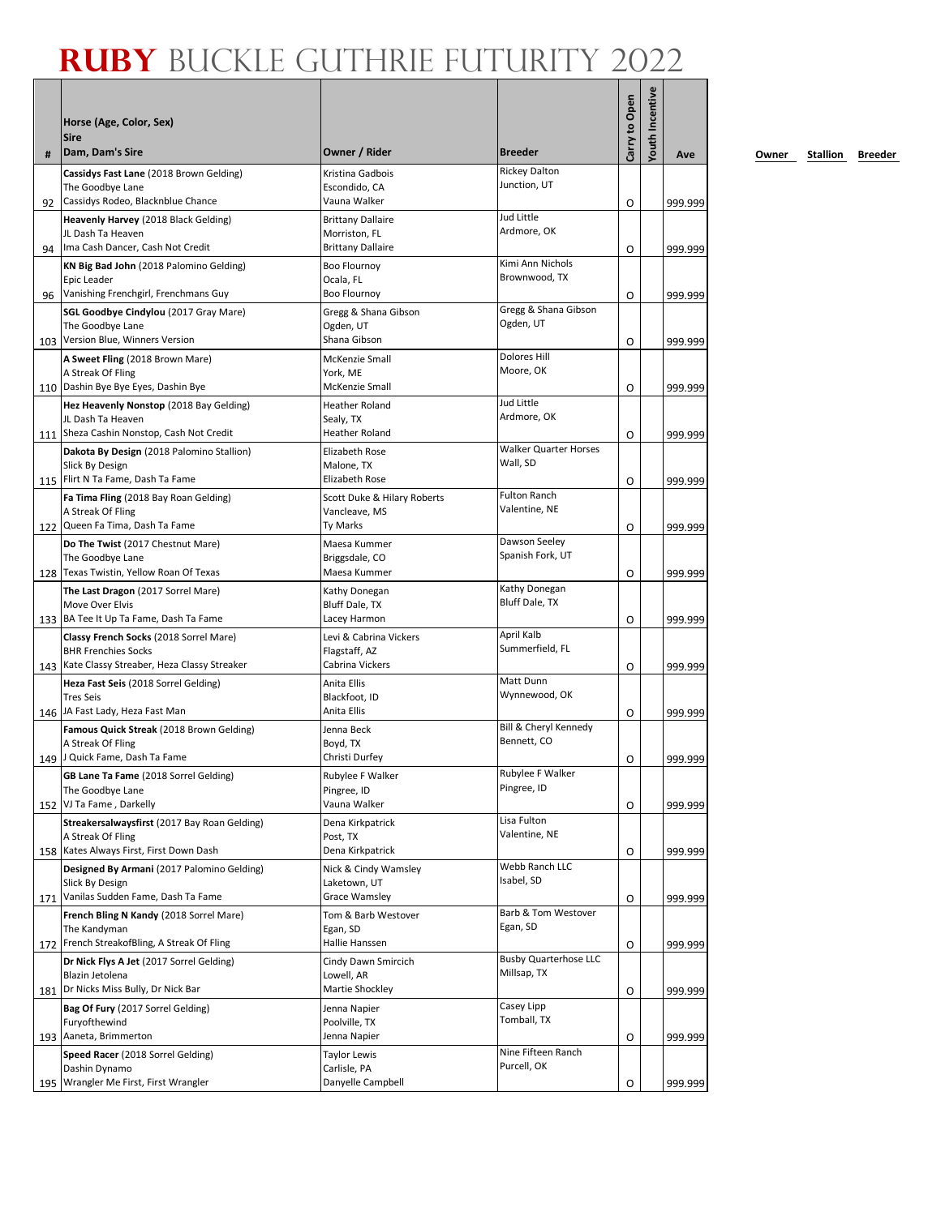# RUBY BUCKLE GUTHRIE FUTURITY 2022

| # | Horse (Age, Color, Sex)<br>Sire<br>Dam, Dam's Sire | Owner / Rider | Breeder | Carry to Open | Youth Incentive | Ave | Owner | Stallion | Breeder |
|---|---|---|---|---|---|---|---|---|---|
| 92 | **Cassidys Fast Lane** (2018 Brown Gelding)<br>The Goodbye Lane<br>Cassidys Rodeo, Blacknblue Chance | Kristina Gadbois<br>Escondido, CA<br>Vauna Walker | Rickey Dalton<br>Junction, UT | O | | 999.999 | | | |
| 94 | **Heavenly Harvey** (2018 Black Gelding)<br>JL Dash Ta Heaven<br>Ima Cash Dancer, Cash Not Credit | Brittany Dallaire<br>Morriston, FL<br>Brittany Dallaire | Jud Little<br>Ardmore, OK | O | | 999.999 | | | |
| 96 | **KN Big Bad John** (2018 Palomino Gelding)<br>Epic Leader<br>Vanishing Frenchgirl, Frenchmans Guy | Boo Flournoy<br>Ocala, FL<br>Boo Flournoy | Kimi Ann Nichols<br>Brownwood, TX | O | | 999.999 | | | |
| 103 | **SGL Goodbye Cindylou** (2017 Gray Mare)<br>The Goodbye Lane<br>Version Blue, Winners Version | Gregg & Shana Gibson<br>Ogden, UT<br>Shana Gibson | Gregg & Shana Gibson<br>Ogden, UT | O | | 999.999 | | | |
| 110 | **A Sweet Fling** (2018 Brown Mare)<br>A Streak Of Fling<br>Dashin Bye Bye Eyes, Dashin Bye | McKenzie Small<br>York, ME<br>McKenzie Small | Dolores Hill<br>Moore, OK | O | | 999.999 | | | |
| 111 | **Hez Heavenly Nonstop** (2018 Bay Gelding)<br>JL Dash Ta Heaven<br>Sheza Cashin Nonstop, Cash Not Credit | Heather Roland<br>Sealy, TX<br>Heather Roland | Jud Little<br>Ardmore, OK | O | | 999.999 | | | |
| 115 | **Dakota By Design** (2018 Palomino Stallion)<br>Slick By Design<br>Flirt N Ta Fame, Dash Ta Fame | Elizabeth Rose<br>Malone, TX<br>Elizabeth Rose | Walker Quarter Horses<br>Wall, SD | O | | 999.999 | | | |
| 122 | **Fa Tima Fling** (2018 Bay Roan Gelding)<br>A Streak Of Fling<br>Queen Fa Tima, Dash Ta Fame | Scott Duke & Hilary Roberts<br>Vancleave, MS<br>Ty Marks | Fulton Ranch<br>Valentine, NE | O | | 999.999 | | | |
| 128 | **Do The Twist** (2017 Chestnut Mare)<br>The Goodbye Lane<br>Texas Twistin, Yellow Roan Of Texas | Maesa Kummer<br>Briggsdale, CO<br>Maesa Kummer | Dawson Seeley<br>Spanish Fork, UT | O | | 999.999 | | | |
| 133 | **The Last Dragon** (2017 Sorrel Mare)<br>Move Over Elvis<br>BA Tee It Up Ta Fame, Dash Ta Fame | Kathy Donegan<br>Bluff Dale, TX<br>Lacey Harmon | Kathy Donegan<br>Bluff Dale, TX | O | | 999.999 | | | |
| 143 | **Classy French Socks** (2018 Sorrel Mare)<br>BHR Frenchies Socks<br>Kate Classy Streaber, Heza Classy Streaker | Levi & Cabrina Vickers<br>Flagstaff, AZ<br>Cabrina Vickers | April Kalb<br>Summerfield, FL | O | | 999.999 | | | |
| 146 | **Heza Fast Seis** (2018 Sorrel Gelding)<br>Tres Seis<br>JA Fast Lady, Heza Fast Man | Anita Ellis<br>Blackfoot, ID<br>Anita Ellis | Matt Dunn<br>Wynnewood, OK | O | | 999.999 | | | |
| 149 | **Famous Quick Streak** (2018 Brown Gelding)<br>A Streak Of Fling<br>J Quick Fame, Dash Ta Fame | Jenna Beck<br>Boyd, TX<br>Christi Durfey | Bill & Cheryl Kennedy<br>Bennett, CO | O | | 999.999 | | | |
| 152 | **GB Lane Ta Fame** (2018 Sorrel Gelding)<br>The Goodbye Lane<br>VJ Ta Fame , Darkelly | Rubylee F Walker<br>Pingree, ID<br>Vauna Walker | Rubylee F Walker<br>Pingree, ID | O | | 999.999 | | | |
| 158 | **Streakersalwaysfirst** (2017 Bay Roan Gelding)<br>A Streak Of Fling<br>Kates Always First, First Down Dash | Dena Kirkpatrick<br>Post, TX<br>Dena Kirkpatrick | Lisa Fulton<br>Valentine, NE | O | | 999.999 | | | |
| 171 | **Designed By Armani** (2017 Palomino Gelding)<br>Slick By Design<br>Vanilas Sudden Fame, Dash Ta Fame | Nick & Cindy Wamsley<br>Laketown, UT<br>Grace Wamsley | Webb Ranch LLC<br>Isabel, SD | O | | 999.999 | | | |
| 172 | **French Bling N Kandy** (2018 Sorrel Mare)<br>The Kandyman<br>French StreakofBling, A Streak Of Fling | Tom & Barb Westover<br>Egan, SD<br>Hallie Hanssen | Barb & Tom Westover<br>Egan, SD | O | | 999.999 | | | |
| 181 | **Dr Nick Flys A Jet** (2017 Sorrel Gelding)<br>Blazin Jetolena<br>Dr Nicks Miss Bully, Dr Nick Bar | Cindy Dawn Smircich<br>Lowell, AR<br>Martie Shockley | Busby Quarterhose LLC<br>Millsap, TX | O | | 999.999 | | | |
| 193 | **Bag Of Fury** (2017 Sorrel Gelding)<br>Furyofthewind<br>Aaneta, Brimmerton | Jenna Napier<br>Poolville, TX<br>Jenna Napier | Casey Lipp<br>Tomball, TX | O | | 999.999 | | | |
| 195 | **Speed Racer** (2018 Sorrel Gelding)<br>Dashin Dynamo<br>Wrangler Me First, First Wrangler | Taylor Lewis<br>Carlisle, PA<br>Danyelle Campbell | Nine Fifteen Ranch<br>Purcell, OK | O | | 999.999 | | | |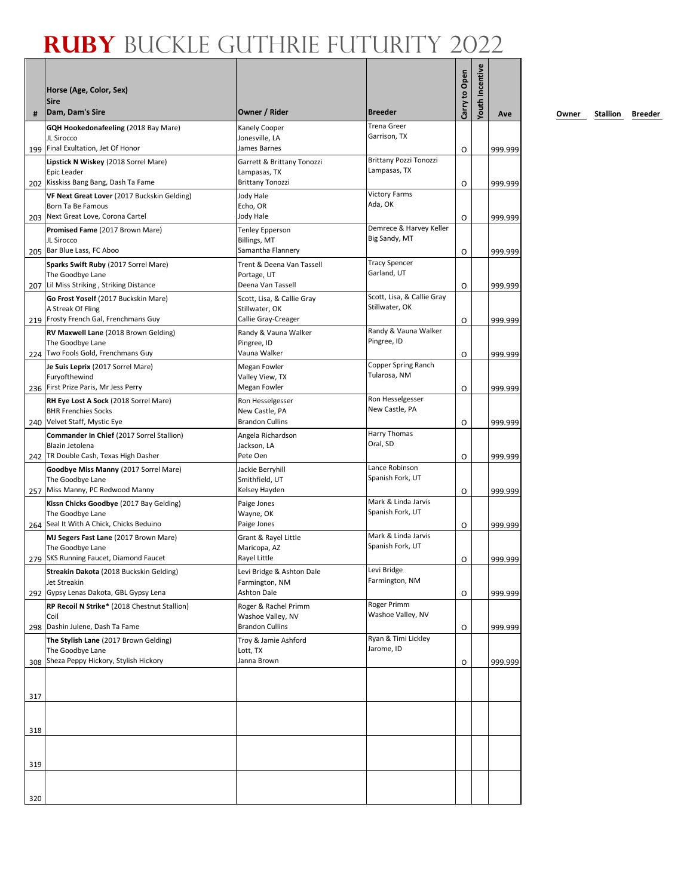# RUBY BUCKLE GUTHRIE FUTURITY 2022

| # | Horse (Age, Color, Sex)<br>Sire<br>Dam, Dam's Sire | Owner / Rider | Breeder | Carry to Open | Youth Incentive | Ave |
|---|---|---|---|---|---|---|
| 199 | **GQH Hookedonafeeling** (2018 Bay Mare)<br>JL Sirocco<br>Final Exultation, Jet Of Honor | Kanely Cooper<br>Jonesville, LA<br>James Barnes | Trena Greer<br>Garrison, TX | O | | 999.999 |
| 202 | **Lipstick N Wiskey** (2018 Sorrel Mare)<br>Epic Leader<br>Kisskiss Bang Bang, Dash Ta Fame | Garrett & Brittany Tonozzi<br>Lampasas, TX<br>Brittany Tonozzi | Brittany Pozzi Tonozzi<br>Lampasas, TX | O | | 999.999 |
| 203 | **VF Next Great Lover** (2017 Buckskin Gelding)<br>Born Ta Be Famous<br>Next Great Love, Corona Cartel | Jody Hale<br>Echo, OR<br>Jody Hale | Victory Farms<br>Ada, OK | O | | 999.999 |
| 205 | **Promised Fame** (2017 Brown Mare)<br>JL Sirocco<br>Bar Blue Lass, FC Aboo | Tenley Epperson<br>Billings, MT<br>Samantha Flannery | Demrece & Harvey Keller<br>Big Sandy, MT | O | | 999.999 |
| 207 | **Sparks Swift Ruby** (2017 Sorrel Mare)<br>The Goodbye Lane<br>Lil Miss Striking , Striking Distance | Trent & Deena Van Tassell<br>Portage, UT<br>Deena Van Tassell | Tracy Spencer<br>Garland, UT | O | | 999.999 |
| 219 | **Go Frost Yoself** (2017 Buckskin Mare)<br>A Streak Of Fling<br>Frosty French Gal, Frenchmans Guy | Scott, Lisa, & Callie Gray<br>Stillwater, OK<br>Callie Gray-Creager | Scott, Lisa, & Callie Gray<br>Stillwater, OK | O | | 999.999 |
| 224 | **RV Maxwell Lane** (2018 Brown Gelding)<br>The Goodbye Lane<br>Two Fools Gold, Frenchmans Guy | Randy & Vauna Walker<br>Pingree, ID<br>Vauna Walker | Randy & Vauna Walker<br>Pingree, ID | O | | 999.999 |
| 236 | **Je Suis Leprix** (2017 Sorrel Mare)<br>Furyofthewind<br>First Prize Paris, Mr Jess Perry | Megan Fowler<br>Valley View, TX<br>Megan Fowler | Copper Spring Ranch<br>Tularosa, NM | O | | 999.999 |
| 240 | **RH Eye Lost A Sock** (2018 Sorrel Mare)<br>BHR Frenchies Socks<br>Velvet Staff, Mystic Eye | Ron Hesselgesser<br>New Castle, PA<br>Brandon Cullins | Ron Hesselgesser<br>New Castle, PA | O | | 999.999 |
| 242 | **Commander In Chief** (2017 Sorrel Stallion)<br>Blazin Jetolena<br>TR Double Cash, Texas High Dasher | Angela Richardson<br>Jackson, LA<br>Pete Oen | Harry Thomas<br>Oral, SD | O | | 999.999 |
| 257 | **Goodbye Miss Manny** (2017 Sorrel Mare)<br>The Goodbye Lane<br>Miss Manny, PC Redwood Manny | Jackie Berryhill<br>Smithfield, UT<br>Kelsey Hayden | Lance Robinson<br>Spanish Fork, UT | O | | 999.999 |
| 264 | **Kissn Chicks Goodbye** (2017 Bay Gelding)<br>The Goodbye Lane<br>Seal It With A Chick, Chicks Beduino | Paige Jones<br>Wayne, OK<br>Paige Jones | Mark & Linda Jarvis<br>Spanish Fork, UT | O | | 999.999 |
| 279 | **MJ Segers Fast Lane** (2017 Brown Mare)<br>The Goodbye Lane<br>SKS Running Faucet, Diamond Faucet | Grant & Rayel Little<br>Maricopa, AZ<br>Rayel Little | Mark & Linda Jarvis<br>Spanish Fork, UT | O | | 999.999 |
| 292 | **Streakin Dakota** (2018 Buckskin Gelding)<br>Jet Streakin<br>Gypsy Lenas Dakota, GBL Gypsy Lena | Levi Bridge & Ashton Dale<br>Farmington, NM<br>Ashton Dale | Levi Bridge<br>Farmington, NM | O | | 999.999 |
| 298 | **RP Recoil N Strike*** (2018 Chestnut Stallion)<br>Coil<br>Dashin Julene, Dash Ta Fame | Roger & Rachel Primm<br>Washoe Valley, NV<br>Brandon Cullins | Roger Primm<br>Washoe Valley, NV | O | | 999.999 |
| 308 | **The Stylish Lane** (2017 Brown Gelding)<br>The Goodbye Lane<br>Sheza Peppy Hickory, Stylish Hickory | Troy & Jamie Ashford<br>Lott, TX<br>Janna Brown | Ryan & Timi Lickley<br>Jarome, ID | O | | 999.999 |
| 317 | | | | | | |
| 318 | | | | | | |
| 319 | | | | | | |
| 320 | | | | | | |

Owner Stallion Breeder